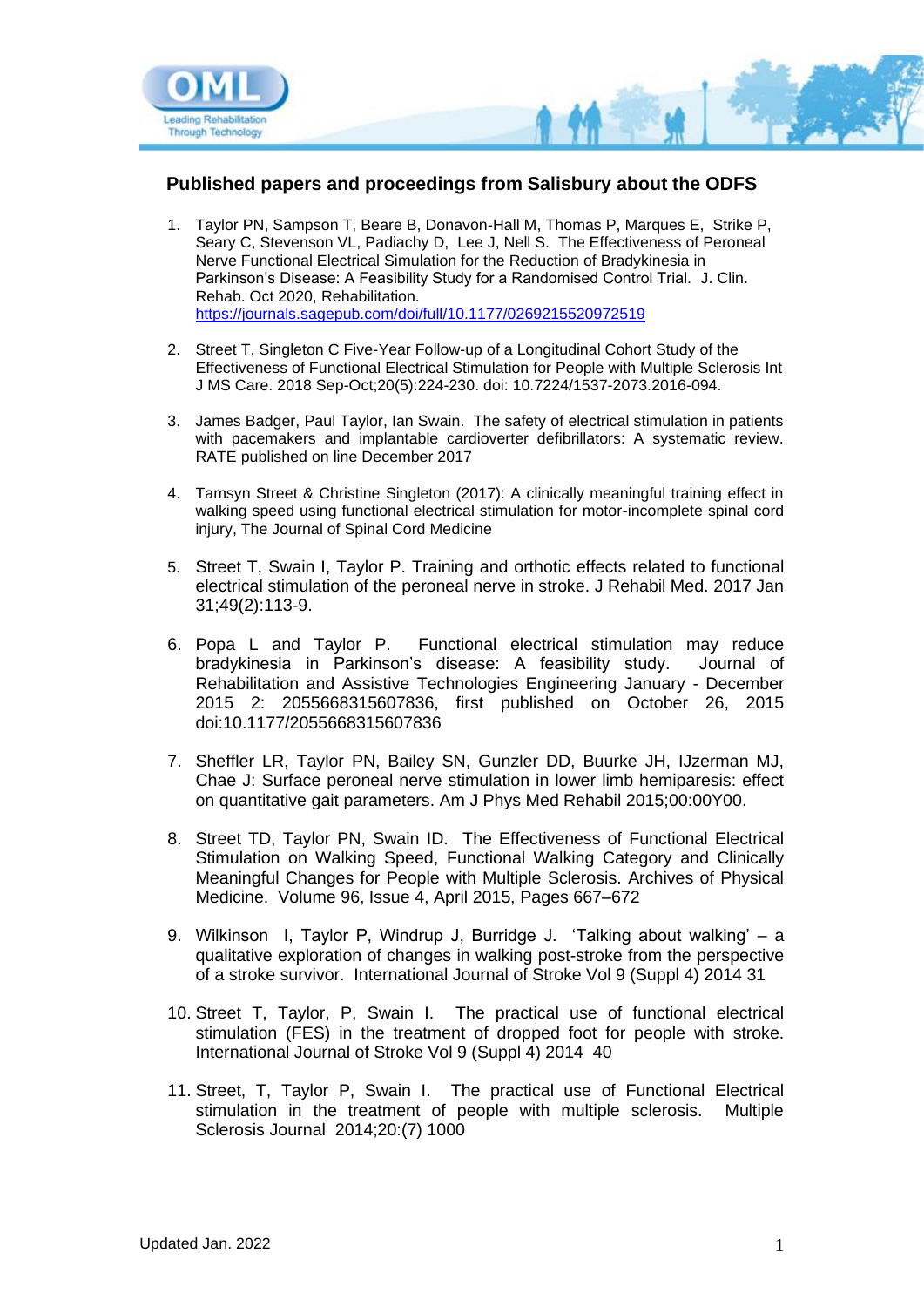## Published papers and proceedings from Salisbury about the ODFS

1. Taylor PN, Sampson T, Beare B, Donavon-Hall M, Thomas P, Marques E, Strike P, Seary C, Stevenson VL, Padiachy D, Lee J, Nell S. The Effectiveness of Peroneal Nerve Functional Electrical Simulation for the Reduction of Bradykinesia in Parkinson's Disease: A Feasibility Study for a Randomised Control Trial. J. Clin. Rehab. Oct 2020, Rehabilitation. https://journals.sagepub.com/doi/full/10.1177/0269215520972519

2. Street T, Singleton C Five-Year Follow-up of a Longitudinal Cohort Study of the Effectiveness of Functional Electrical Stimulation for People with Multiple Sclerosis Int J MS Care. 2018 Sep-Oct;20(5):224-230. doi: 10.7224/1537-2073.2016-094.

3. James Badger, Paul Taylor, Ian Swain. The safety of electrical stimulation in patients with pacemakers and implantable cardioverter defibrillators: A systematic review. RATE published on line December 2017

4. Tamsyn Street & Christine Singleton (2017): A clinically meaningful training effect in walking speed using functional electrical stimulation for motor-incomplete spinal cord injury, The Journal of Spinal Cord Medicine

5. Street T, Swain I, Taylor P. Training and orthotic effects related to functional electrical stimulation of the peroneal nerve in stroke. J Rehabil Med. 2017 Jan 31;49(2):113-9.

6. Popa L and Taylor P. Functional electrical stimulation may reduce bradykinesia in Parkinson's disease: A feasibility study. Journal of Rehabilitation and Assistive Technologies Engineering January - December 2015 2: 2055668315607836, first published on October 26, 2015 doi:10.1177/2055668315607836

7. Sheffler LR, Taylor PN, Bailey SN, Gunzler DD, Buurke JH, IJzerman MJ, Chae J: Surface peroneal nerve stimulation in lower limb hemiparesis: effect on quantitative gait parameters. Am J Phys Med Rehabil 2015;00:00Y00.

8. Street TD, Taylor PN, Swain ID. The Effectiveness of Functional Electrical Stimulation on Walking Speed, Functional Walking Category and Clinically Meaningful Changes for People with Multiple Sclerosis. Archives of Physical Medicine. Volume 96, Issue 4, April 2015, Pages 667–672

9. Wilkinson I, Taylor P, Windrup J, Burridge J. 'Talking about walking' – a qualitative exploration of changes in walking post-stroke from the perspective of a stroke survivor. International Journal of Stroke Vol 9 (Suppl 4) 2014 31

10. Street T, Taylor, P, Swain I. The practical use of functional electrical stimulation (FES) in the treatment of dropped foot for people with stroke. International Journal of Stroke Vol 9 (Suppl 4) 2014 40

11. Street, T, Taylor P, Swain I. The practical use of Functional Electrical stimulation in the treatment of people with multiple sclerosis. Multiple Sclerosis Journal 2014;20:(7) 1000

Updated Jan. 2022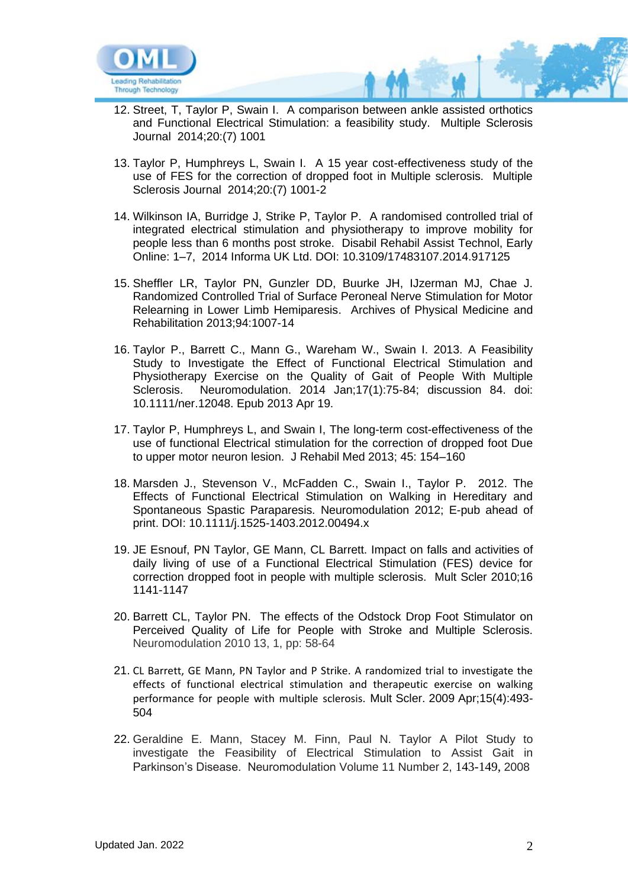12. Street, T, Taylor P, Swain I. A comparison between ankle assisted orthotics and Functional Electrical Stimulation: a feasibility study. Multiple Sclerosis Journal 2014;20:(7) 1001

13. Taylor P, Humphreys L, Swain I. A 15 year cost-effectiveness study of the use of FES for the correction of dropped foot in Multiple sclerosis. Multiple Sclerosis Journal 2014;20:(7) 1001-2

14. Wilkinson IA, Burridge J, Strike P, Taylor P. A randomised controlled trial of integrated electrical stimulation and physiotherapy to improve mobility for people less than 6 months post stroke. Disabil Rehabil Assist Technol, Early Online: 1–7, 2014 Informa UK Ltd. DOI: 10.3109/17483107.2014.917125

15. Sheffler LR, Taylor PN, Gunzler DD, Buurke JH, IJzerman MJ, Chae J. Randomized Controlled Trial of Surface Peroneal Nerve Stimulation for Motor Relearning in Lower Limb Hemiparesis. Archives of Physical Medicine and Rehabilitation 2013;94:1007-14

16. Taylor P., Barrett C., Mann G., Wareham W., Swain I. 2013. A Feasibility Study to Investigate the Effect of Functional Electrical Stimulation and Physiotherapy Exercise on the Quality of Gait of People With Multiple Sclerosis. Neuromodulation. 2014 Jan;17(1):75-84; discussion 84. doi: 10.1111/ner.12048. Epub 2013 Apr 19.

17. Taylor P, Humphreys L, and Swain I, The long-term cost-effectiveness of the use of functional Electrical stimulation for the correction of dropped foot Due to upper motor neuron lesion. J Rehabil Med 2013; 45: 154–160

18. Marsden J., Stevenson V., McFadden C., Swain I., Taylor P. 2012. The Effects of Functional Electrical Stimulation on Walking in Hereditary and Spontaneous Spastic Paraparesis. Neuromodulation 2012; E-pub ahead of print. DOI: 10.1111/j.1525-1403.2012.00494.x

19. JE Esnouf, PN Taylor, GE Mann, CL Barrett. Impact on falls and activities of daily living of use of a Functional Electrical Stimulation (FES) device for correction dropped foot in people with multiple sclerosis. Mult Scler 2010;16 1141-1147

20. Barrett CL, Taylor PN. The effects of the Odstock Drop Foot Stimulator on Perceived Quality of Life for People with Stroke and Multiple Sclerosis. Neuromodulation 2010 13, 1, pp: 58-64

21. CL Barrett, GE Mann, PN Taylor and P Strike. A randomized trial to investigate the effects of functional electrical stimulation and therapeutic exercise on walking performance for people with multiple sclerosis. Mult Scler. 2009 Apr;15(4):493-504

22. Geraldine E. Mann, Stacey M. Finn, Paul N. Taylor A Pilot Study to investigate the Feasibility of Electrical Stimulation to Assist Gait in Parkinson's Disease. Neuromodulation Volume 11 Number 2, 143-149, 2008

Updated Jan. 2022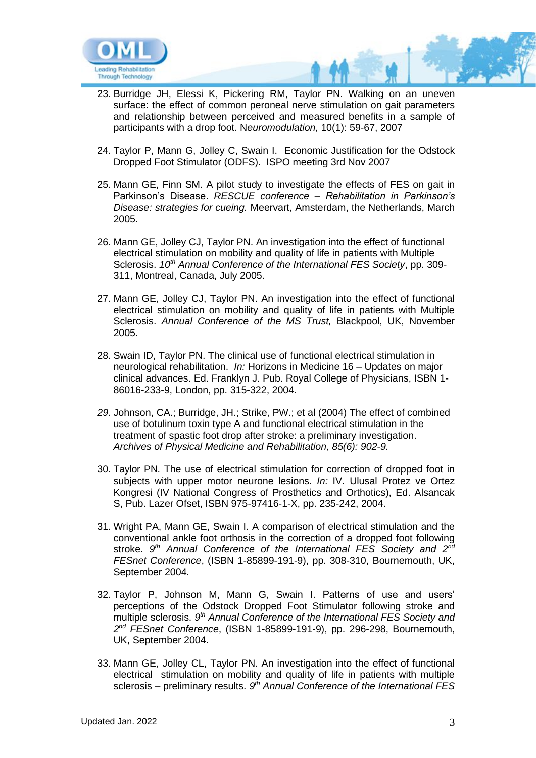23. Burridge JH, Elessi K, Pickering RM, Taylor PN. Walking on an uneven surface: the effect of common peroneal nerve stimulation on gait parameters and relationship between perceived and measured benefits in a sample of participants with a drop foot. N*euromodulation,* 10(1): 59-67, 2007

24. Taylor P, Mann G, Jolley C, Swain I. Economic Justification for the Odstock Dropped Foot Stimulator (ODFS). ISPO meeting 3rd Nov 2007

25. Mann GE, Finn SM. A pilot study to investigate the effects of FES on gait in Parkinson's Disease. *RESCUE conference – Rehabilitation in Parkinson's Disease: strategies for cueing.* Meervart, Amsterdam, the Netherlands, March 2005.

26. Mann GE, Jolley CJ, Taylor PN. An investigation into the effect of functional electrical stimulation on mobility and quality of life in patients with Multiple Sclerosis. *10th Annual Conference of the International FES Society*, pp. 309-311, Montreal, Canada, July 2005.

27. Mann GE, Jolley CJ, Taylor PN. An investigation into the effect of functional electrical stimulation on mobility and quality of life in patients with Multiple Sclerosis. *Annual Conference of the MS Trust,* Blackpool, UK, November 2005.

28. Swain ID, Taylor PN. The clinical use of functional electrical stimulation in neurological rehabilitation. *In:* Horizons in Medicine 16 – Updates on major clinical advances. Ed. Franklyn J. Pub. Royal College of Physicians, ISBN 1-86016-233-9, London, pp. 315-322, 2004.

29. Johnson, CA.; Burridge, JH.; Strike, PW.; et al (2004) The effect of combined use of botulinum toxin type A and functional electrical stimulation in the treatment of spastic foot drop after stroke: a preliminary investigation. *Archives of Physical Medicine and Rehabilitation, 85(6): 902-9.*

30. Taylor PN. The use of electrical stimulation for correction of dropped foot in subjects with upper motor neurone lesions. *In:* IV. Ulusal Protez ve Ortez Kongresi (IV National Congress of Prosthetics and Orthotics), Ed. Alsancak S, Pub. Lazer Ofset, ISBN 975-97416-1-X, pp. 235-242, 2004.

31. Wright PA, Mann GE, Swain I. A comparison of electrical stimulation and the conventional ankle foot orthosis in the correction of a dropped foot following stroke. *9th Annual Conference of the International FES Society and 2nd FESnet Conference*, (ISBN 1-85899-191-9), pp. 308-310, Bournemouth, UK, September 2004.

32. Taylor P, Johnson M, Mann G, Swain I. Patterns of use and users' perceptions of the Odstock Dropped Foot Stimulator following stroke and multiple sclerosis. *9th Annual Conference of the International FES Society and 2nd FESnet Conference*, (ISBN 1-85899-191-9), pp. 296-298, Bournemouth, UK, September 2004.

33. Mann GE, Jolley CL, Taylor PN. An investigation into the effect of functional electrical stimulation on mobility and quality of life in patients with multiple sclerosis – preliminary results. *9th Annual Conference of the International FES*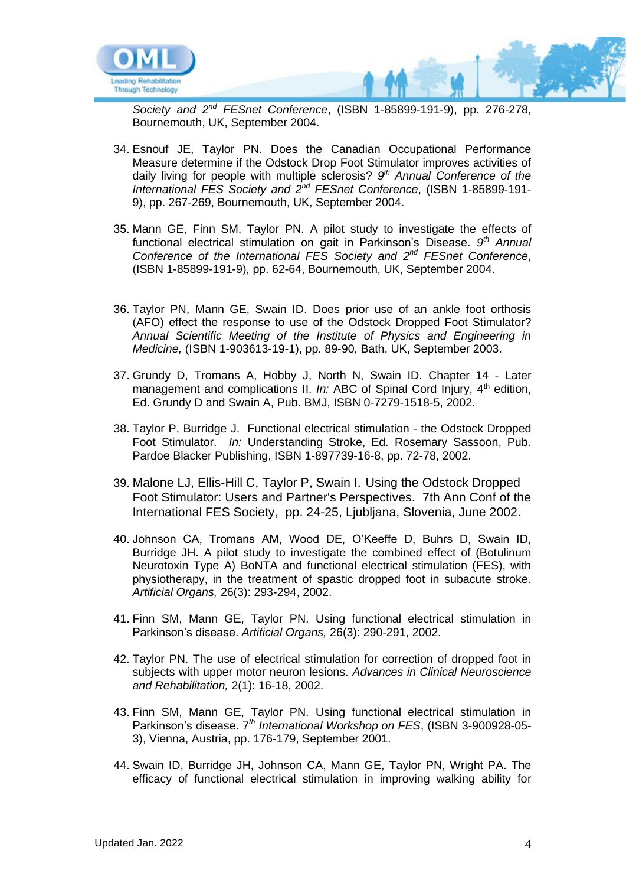*Society and 2nd FESnet Conference*, (ISBN 1-85899-191-9), pp. 276-278, Bournemouth, UK, September 2004.

34. Esnouf JE, Taylor PN. Does the Canadian Occupational Performance Measure determine if the Odstock Drop Foot Stimulator improves activities of daily living for people with multiple sclerosis? *9th Annual Conference of the International FES Society and 2nd FESnet Conference*, (ISBN 1-85899-191-9), pp. 267-269, Bournemouth, UK, September 2004.

35. Mann GE, Finn SM, Taylor PN. A pilot study to investigate the effects of functional electrical stimulation on gait in Parkinson's Disease. *9th Annual Conference of the International FES Society and 2nd FESnet Conference*, (ISBN 1-85899-191-9), pp. 62-64, Bournemouth, UK, September 2004.

36. Taylor PN, Mann GE, Swain ID. Does prior use of an ankle foot orthosis (AFO) effect the response to use of the Odstock Dropped Foot Stimulator? *Annual Scientific Meeting of the Institute of Physics and Engineering in Medicine,* (ISBN 1-903613-19-1), pp. 89-90, Bath, UK, September 2003.

37. Grundy D, Tromans A, Hobby J, North N, Swain ID. Chapter 14 - Later management and complications II. *In:* ABC of Spinal Cord Injury, 4th edition, Ed. Grundy D and Swain A, Pub. BMJ, ISBN 0-7279-1518-5, 2002.

38. Taylor P, Burridge J. Functional electrical stimulation - the Odstock Dropped Foot Stimulator. *In:* Understanding Stroke, Ed. Rosemary Sassoon, Pub. Pardoe Blacker Publishing, ISBN 1-897739-16-8, pp. 72-78, 2002.

39. Malone LJ, Ellis-Hill C, Taylor P, Swain I. Using the Odstock Dropped Foot Stimulator: Users and Partner's Perspectives. 7th Ann Conf of the International FES Society, pp. 24-25, Ljubljana, Slovenia, June 2002.

40. Johnson CA, Tromans AM, Wood DE, O'Keeffe D, Buhrs D, Swain ID, Burridge JH. A pilot study to investigate the combined effect of (Botulinum Neurotoxin Type A) BoNTA and functional electrical stimulation (FES), with physiotherapy, in the treatment of spastic dropped foot in subacute stroke. *Artificial Organs,* 26(3): 293-294, 2002.

41. Finn SM, Mann GE, Taylor PN. Using functional electrical stimulation in Parkinson's disease. *Artificial Organs,* 26(3): 290-291, 2002.

42. Taylor PN. The use of electrical stimulation for correction of dropped foot in subjects with upper motor neuron lesions. *Advances in Clinical Neuroscience and Rehabilitation,* 2(1): 16-18, 2002.

43. Finn SM, Mann GE, Taylor PN. Using functional electrical stimulation in Parkinson's disease. 7*th International Workshop on FES*, (ISBN 3-900928-05-3), Vienna, Austria, pp. 176-179, September 2001.

44. Swain ID, Burridge JH, Johnson CA, Mann GE, Taylor PN, Wright PA. The efficacy of functional electrical stimulation in improving walking ability for

Updated Jan. 2022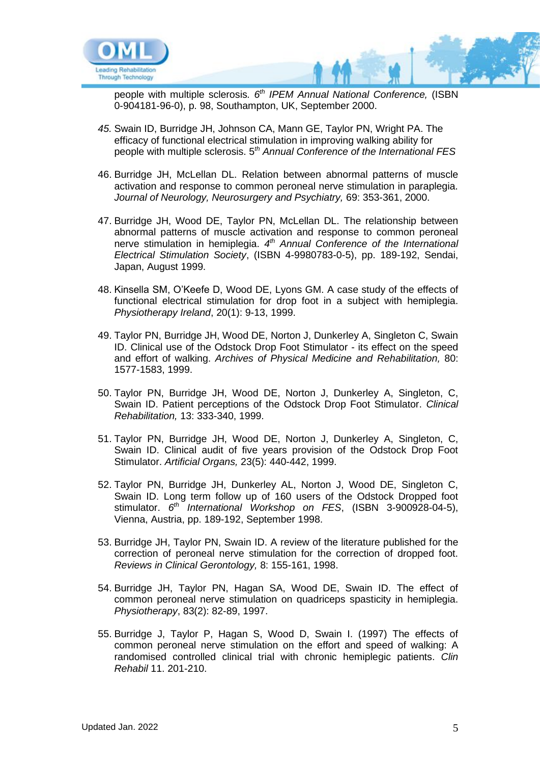people with multiple sclerosis. *6th IPEM Annual National Conference,* (ISBN 0-904181-96-0), p. 98, Southampton, UK, September 2000.

45. Swain ID, Burridge JH, Johnson CA, Mann GE, Taylor PN, Wright PA. The efficacy of functional electrical stimulation in improving walking ability for people with multiple sclerosis. 5*th Annual Conference of the International FES*

46. Burridge JH, McLellan DL. Relation between abnormal patterns of muscle activation and response to common peroneal nerve stimulation in paraplegia. *Journal of Neurology, Neurosurgery and Psychiatry,* 69: 353-361, 2000.

47. Burridge JH, Wood DE, Taylor PN, McLellan DL. The relationship between abnormal patterns of muscle activation and response to common peroneal nerve stimulation in hemiplegia. *4th Annual Conference of the International Electrical Stimulation Society*, (ISBN 4-9980783-0-5), pp. 189-192, Sendai, Japan, August 1999.

48. Kinsella SM, O'Keefe D, Wood DE, Lyons GM. A case study of the effects of functional electrical stimulation for drop foot in a subject with hemiplegia. *Physiotherapy Ireland*, 20(1): 9-13, 1999.

49. Taylor PN, Burridge JH, Wood DE, Norton J, Dunkerley A, Singleton C, Swain ID. Clinical use of the Odstock Drop Foot Stimulator - its effect on the speed and effort of walking. *Archives of Physical Medicine and Rehabilitation,* 80: 1577-1583, 1999.

50. Taylor PN, Burridge JH, Wood DE, Norton J, Dunkerley A, Singleton, C, Swain ID. Patient perceptions of the Odstock Drop Foot Stimulator. *Clinical Rehabilitation,* 13: 333-340, 1999.

51. Taylor PN, Burridge JH, Wood DE, Norton J, Dunkerley A, Singleton, C, Swain ID. Clinical audit of five years provision of the Odstock Drop Foot Stimulator. *Artificial Organs,* 23(5): 440-442, 1999.

52. Taylor PN, Burridge JH, Dunkerley AL, Norton J, Wood DE, Singleton C, Swain ID. Long term follow up of 160 users of the Odstock Dropped foot stimulator. *6th International Workshop on FES*, (ISBN 3-900928-04-5), Vienna, Austria, pp. 189-192, September 1998.

53. Burridge JH, Taylor PN, Swain ID. A review of the literature published for the correction of peroneal nerve stimulation for the correction of dropped foot. *Reviews in Clinical Gerontology,* 8: 155-161, 1998.

54. Burridge JH, Taylor PN, Hagan SA, Wood DE, Swain ID. The effect of common peroneal nerve stimulation on quadriceps spasticity in hemiplegia. *Physiotherapy*, 83(2): 82-89, 1997.

55. Burridge J, Taylor P, Hagan S, Wood D, Swain I. (1997) The effects of common peroneal nerve stimulation on the effort and speed of walking: A randomised controlled clinical trial with chronic hemiplegic patients. *Clin Rehabil* 11. 201-210.

Updated Jan. 2022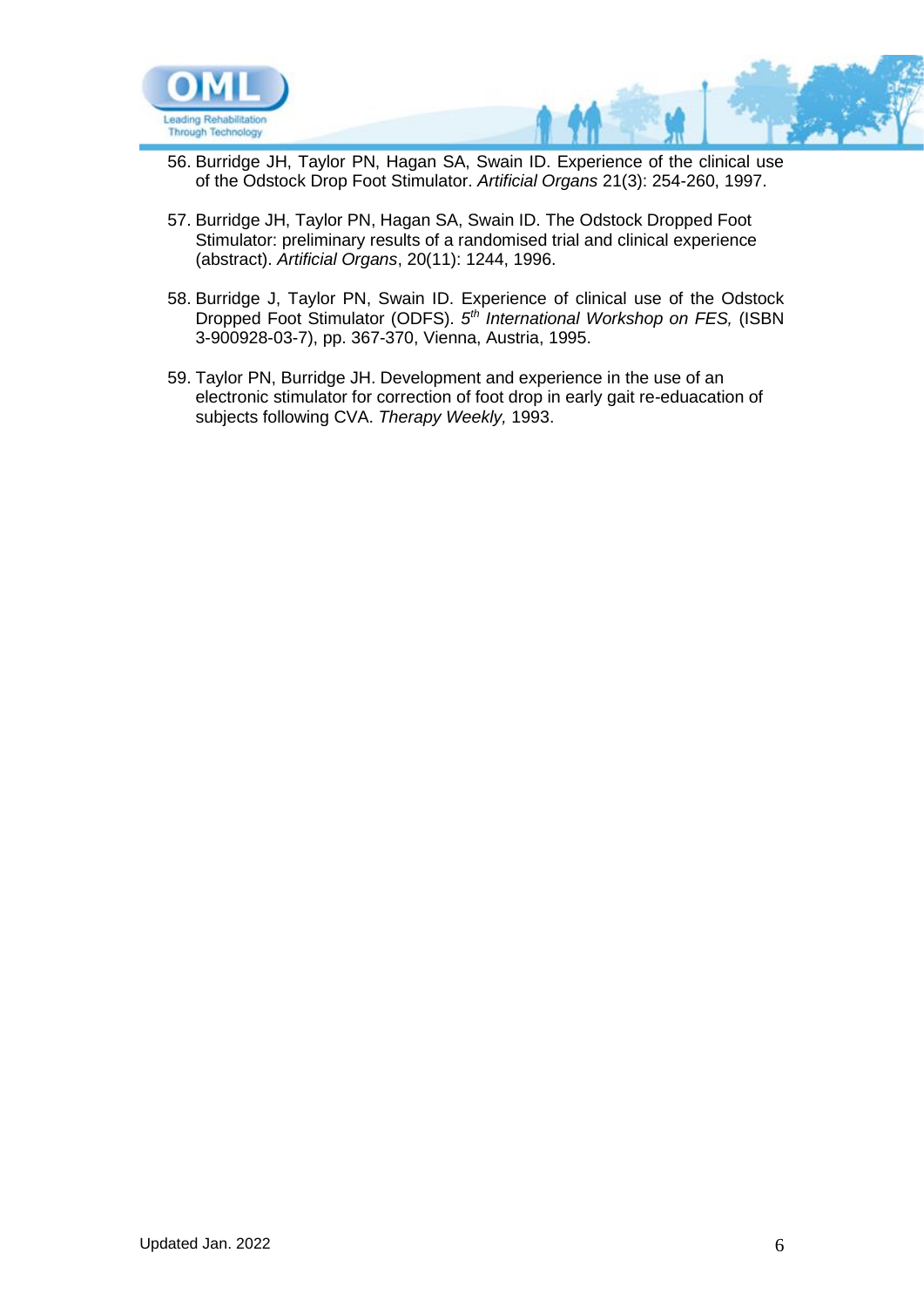56. Burridge JH, Taylor PN, Hagan SA, Swain ID. Experience of the clinical use of the Odstock Drop Foot Stimulator. *Artificial Organs* 21(3): 254-260, 1997.

57. Burridge JH, Taylor PN, Hagan SA, Swain ID. The Odstock Dropped Foot Stimulator: preliminary results of a randomised trial and clinical experience (abstract). *Artificial Organs*, 20(11): 1244, 1996.

58. Burridge J, Taylor PN, Swain ID. Experience of clinical use of the Odstock Dropped Foot Stimulator (ODFS). *5th International Workshop on FES,* (ISBN 3-900928-03-7), pp. 367-370, Vienna, Austria, 1995.

59. Taylor PN, Burridge JH. Development and experience in the use of an electronic stimulator for correction of foot drop in early gait re-eduacation of subjects following CVA. *Therapy Weekly,* 1993.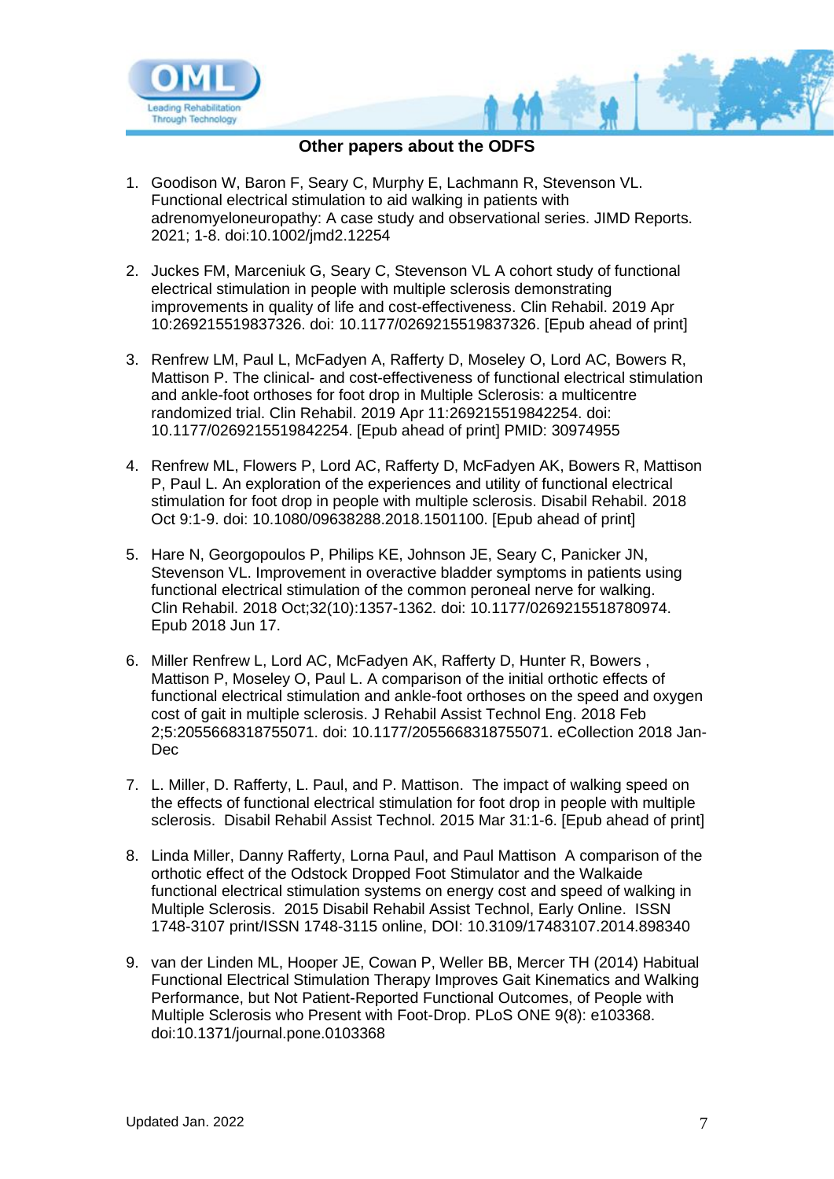## Other papers about the ODFS

1. Goodison W, Baron F, Seary C, Murphy E, Lachmann R, Stevenson VL. Functional electrical stimulation to aid walking in patients with adrenomyeloneuropathy: A case study and observational series. JIMD Reports. 2021; 1-8. doi:10.1002/jmd2.12254

2. Juckes FM, Marceniuk G, Seary C, Stevenson VL A cohort study of functional electrical stimulation in people with multiple sclerosis demonstrating improvements in quality of life and cost-effectiveness. Clin Rehabil. 2019 Apr 10:269215519837326. doi: 10.1177/0269215519837326. [Epub ahead of print]

3. Renfrew LM, Paul L, McFadyen A, Rafferty D, Moseley O, Lord AC, Bowers R, Mattison P. The clinical- and cost-effectiveness of functional electrical stimulation and ankle-foot orthoses for foot drop in Multiple Sclerosis: a multicentre randomized trial. Clin Rehabil. 2019 Apr 11:269215519842254. doi: 10.1177/0269215519842254. [Epub ahead of print] PMID: 30974955

4. Renfrew ML, Flowers P, Lord AC, Rafferty D, McFadyen AK, Bowers R, Mattison P, Paul L. An exploration of the experiences and utility of functional electrical stimulation for foot drop in people with multiple sclerosis. Disabil Rehabil. 2018 Oct 9:1-9. doi: 10.1080/09638288.2018.1501100. [Epub ahead of print]

5. Hare N, Georgopoulos P, Philips KE, Johnson JE, Seary C, Panicker JN, Stevenson VL. Improvement in overactive bladder symptoms in patients using functional electrical stimulation of the common peroneal nerve for walking. Clin Rehabil. 2018 Oct;32(10):1357-1362. doi: 10.1177/0269215518780974. Epub 2018 Jun 17.

6. Miller Renfrew L, Lord AC, McFadyen AK, Rafferty D, Hunter R, Bowers , Mattison P, Moseley O, Paul L. A comparison of the initial orthotic effects of functional electrical stimulation and ankle-foot orthoses on the speed and oxygen cost of gait in multiple sclerosis. J Rehabil Assist Technol Eng. 2018 Feb 2;5:2055668318755071. doi: 10.1177/2055668318755071. eCollection 2018 Jan-Dec

7. L. Miller, D. Rafferty, L. Paul, and P. Mattison. The impact of walking speed on the effects of functional electrical stimulation for foot drop in people with multiple sclerosis. Disabil Rehabil Assist Technol. 2015 Mar 31:1-6. [Epub ahead of print]

8. Linda Miller, Danny Rafferty, Lorna Paul, and Paul Mattison A comparison of the orthotic effect of the Odstock Dropped Foot Stimulator and the Walkaide functional electrical stimulation systems on energy cost and speed of walking in Multiple Sclerosis. 2015 Disabil Rehabil Assist Technol, Early Online. ISSN 1748-3107 print/ISSN 1748-3115 online, DOI: 10.3109/17483107.2014.898340

9. van der Linden ML, Hooper JE, Cowan P, Weller BB, Mercer TH (2014) Habitual Functional Electrical Stimulation Therapy Improves Gait Kinematics and Walking Performance, but Not Patient-Reported Functional Outcomes, of People with Multiple Sclerosis who Present with Foot-Drop. PLoS ONE 9(8): e103368. doi:10.1371/journal.pone.0103368

Updated Jan. 2022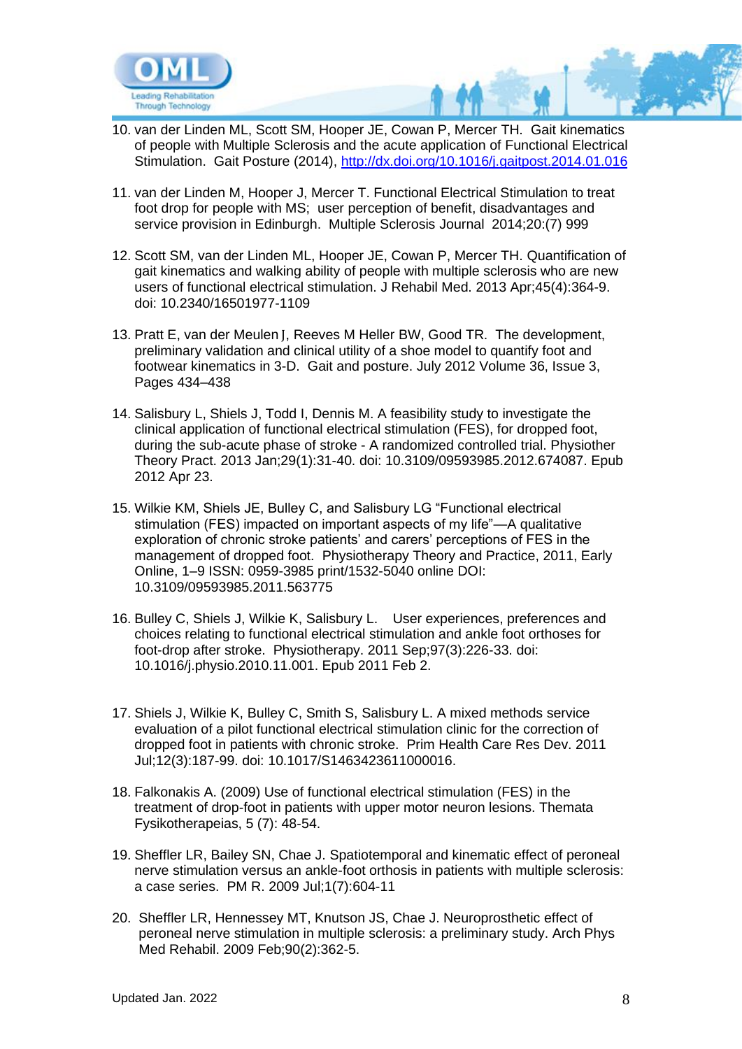10. van der Linden ML, Scott SM, Hooper JE, Cowan P, Mercer TH. Gait kinematics of people with Multiple Sclerosis and the acute application of Functional Electrical Stimulation. Gait Posture (2014), http://dx.doi.org/10.1016/j.gaitpost.2014.01.016

11. van der Linden M, Hooper J, Mercer T. Functional Electrical Stimulation to treat foot drop for people with MS; user perception of benefit, disadvantages and service provision in Edinburgh. Multiple Sclerosis Journal 2014;20:(7) 999

12. Scott SM, van der Linden ML, Hooper JE, Cowan P, Mercer TH. Quantification of gait kinematics and walking ability of people with multiple sclerosis who are new users of functional electrical stimulation. J Rehabil Med. 2013 Apr;45(4):364-9. doi: 10.2340/16501977-1109

13. Pratt E, van der Meulen J, Reeves M Heller BW, Good TR. The development, preliminary validation and clinical utility of a shoe model to quantify foot and footwear kinematics in 3-D. Gait and posture. July 2012 Volume 36, Issue 3, Pages 434–438

14. Salisbury L, Shiels J, Todd I, Dennis M. A feasibility study to investigate the clinical application of functional electrical stimulation (FES), for dropped foot, during the sub-acute phase of stroke - A randomized controlled trial. Physiother Theory Pract. 2013 Jan;29(1):31-40. doi: 10.3109/09593985.2012.674087. Epub 2012 Apr 23.

15. Wilkie KM, Shiels JE, Bulley C, and Salisbury LG "Functional electrical stimulation (FES) impacted on important aspects of my life"—A qualitative exploration of chronic stroke patients' and carers' perceptions of FES in the management of dropped foot. Physiotherapy Theory and Practice, 2011, Early Online, 1–9 ISSN: 0959-3985 print/1532-5040 online DOI: 10.3109/09593985.2011.563775

16. Bulley C, Shiels J, Wilkie K, Salisbury L. User experiences, preferences and choices relating to functional electrical stimulation and ankle foot orthoses for foot-drop after stroke. Physiotherapy. 2011 Sep;97(3):226-33. doi: 10.1016/j.physio.2010.11.001. Epub 2011 Feb 2.

17. Shiels J, Wilkie K, Bulley C, Smith S, Salisbury L. A mixed methods service evaluation of a pilot functional electrical stimulation clinic for the correction of dropped foot in patients with chronic stroke. Prim Health Care Res Dev. 2011 Jul;12(3):187-99. doi: 10.1017/S1463423611000016.

18. Falkonakis A. (2009) Use of functional electrical stimulation (FES) in the treatment of drop-foot in patients with upper motor neuron lesions. Themata Fysikotherapeias, 5 (7): 48-54.

19. Sheffler LR, Bailey SN, Chae J. Spatiotemporal and kinematic effect of peroneal nerve stimulation versus an ankle-foot orthosis in patients with multiple sclerosis: a case series. PM R. 2009 Jul;1(7):604-11

20. Sheffler LR, Hennessey MT, Knutson JS, Chae J. Neuroprosthetic effect of peroneal nerve stimulation in multiple sclerosis: a preliminary study. Arch Phys Med Rehabil. 2009 Feb;90(2):362-5.

Updated Jan. 2022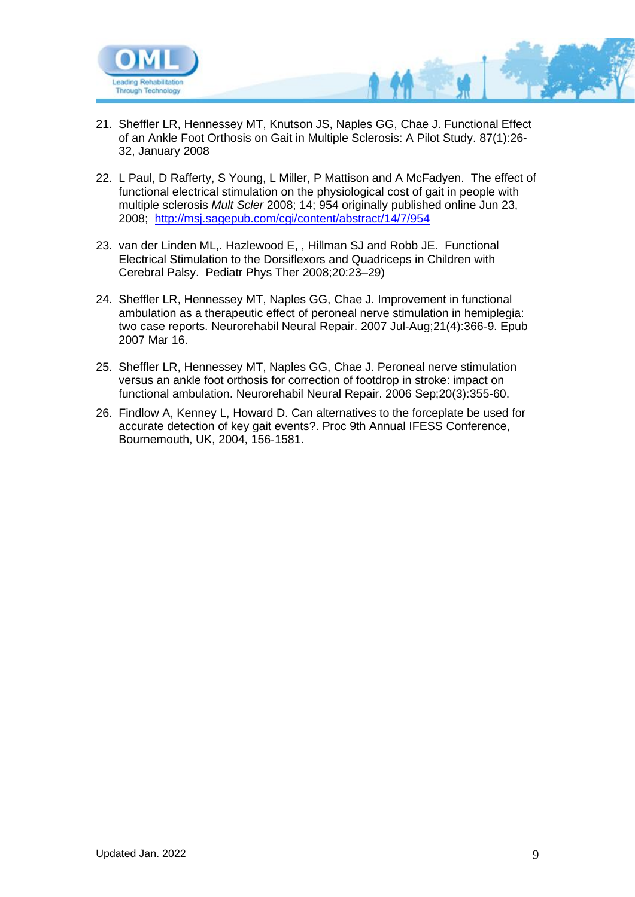21. Sheffler LR, Hennessey MT, Knutson JS, Naples GG, Chae J. Functional Effect of an Ankle Foot Orthosis on Gait in Multiple Sclerosis: A Pilot Study. 87(1):26-32, January 2008

22. L Paul, D Rafferty, S Young, L Miller, P Mattison and A McFadyen. The effect of functional electrical stimulation on the physiological cost of gait in people with multiple sclerosis *Mult Scler* 2008; 14; 954 originally published online Jun 23, 2008; [http://msj.sagepub.com/cgi/content/abstract/14/7/954](http://msj.sagepub.com/cgi/content/abstract/14/7/954)

23. van der Linden ML,. Hazlewood E, , Hillman SJ and Robb JE. Functional Electrical Stimulation to the Dorsiflexors and Quadriceps in Children with Cerebral Palsy. Pediatr Phys Ther 2008;20:23–29)

24. Sheffler LR, Hennessey MT, Naples GG, Chae J. Improvement in functional ambulation as a therapeutic effect of peroneal nerve stimulation in hemiplegia: two case reports. Neurorehabil Neural Repair. 2007 Jul-Aug;21(4):366-9. Epub 2007 Mar 16.

25. Sheffler LR, Hennessey MT, Naples GG, Chae J. Peroneal nerve stimulation versus an ankle foot orthosis for correction of footdrop in stroke: impact on functional ambulation. Neurorehabil Neural Repair. 2006 Sep;20(3):355-60.

26. Findlow A, Kenney L, Howard D. Can alternatives to the forceplate be used for accurate detection of key gait events?. Proc 9th Annual IFESS Conference, Bournemouth, UK, 2004, 156-1581.

Updated Jan. 2022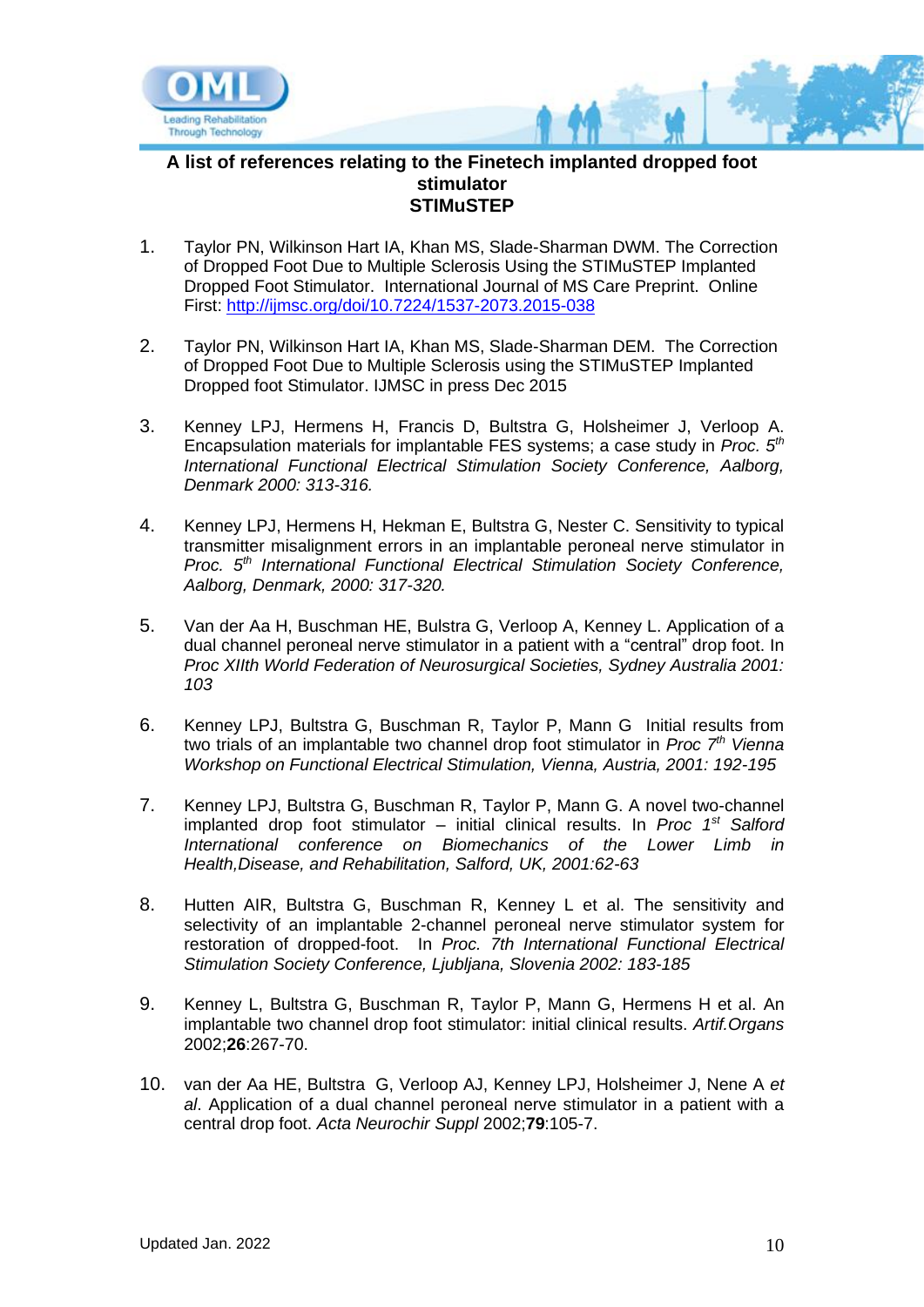**A list of references relating to the Finetech implanted dropped foot stimulator STIMuSTEP**

1. Taylor PN, Wilkinson Hart IA, Khan MS, Slade-Sharman DWM. The Correction of Dropped Foot Due to Multiple Sclerosis Using the STIMuSTEP Implanted Dropped Foot Stimulator. International Journal of MS Care Preprint. Online First: http://ijmsc.org/doi/10.7224/1537-2073.2015-038

2. Taylor PN, Wilkinson Hart IA, Khan MS, Slade-Sharman DEM. The Correction of Dropped Foot Due to Multiple Sclerosis using the STIMuSTEP Implanted Dropped foot Stimulator. IJMSC in press Dec 2015

3. Kenney LPJ, Hermens H, Francis D, Bultstra G, Holsheimer J, Verloop A. Encapsulation materials for implantable FES systems; a case study in *Proc. 5th International Functional Electrical Stimulation Society Conference, Aalborg, Denmark 2000: 313-316.*

4. Kenney LPJ, Hermens H, Hekman E, Bultstra G, Nester C. Sensitivity to typical transmitter misalignment errors in an implantable peroneal nerve stimulator in *Proc. 5th International Functional Electrical Stimulation Society Conference, Aalborg, Denmark, 2000: 317-320.*

5. Van der Aa H, Buschman HE, Bulstra G, Verloop A, Kenney L. Application of a dual channel peroneal nerve stimulator in a patient with a "central" drop foot. In *Proc XIIth World Federation of Neurosurgical Societies, Sydney Australia 2001: 103*

6. Kenney LPJ, Bultstra G, Buschman R, Taylor P, Mann G Initial results from two trials of an implantable two channel drop foot stimulator in *Proc 7th Vienna Workshop on Functional Electrical Stimulation, Vienna, Austria, 2001: 192-195*

7. Kenney LPJ, Bultstra G, Buschman R, Taylor P, Mann G. A novel two-channel implanted drop foot stimulator – initial clinical results. In *Proc 1st Salford International conference on Biomechanics of the Lower Limb in Health,Disease, and Rehabilitation, Salford, UK, 2001:62-63*

8. Hutten AIR, Bultstra G, Buschman R, Kenney L et al. The sensitivity and selectivity of an implantable 2-channel peroneal nerve stimulator system for restoration of dropped-foot. In *Proc. 7th International Functional Electrical Stimulation Society Conference, Ljubljana, Slovenia 2002: 183-185*

9. Kenney L, Bultstra G, Buschman R, Taylor P, Mann G, Hermens H et al. An implantable two channel drop foot stimulator: initial clinical results. *Artif.Organs* 2002;**26**:267-70.

10. van der Aa HE, Bultstra G, Verloop AJ, Kenney LPJ, Holsheimer J, Nene A *et al*. Application of a dual channel peroneal nerve stimulator in a patient with a central drop foot. *Acta Neurochir Suppl* 2002;**79**:105-7.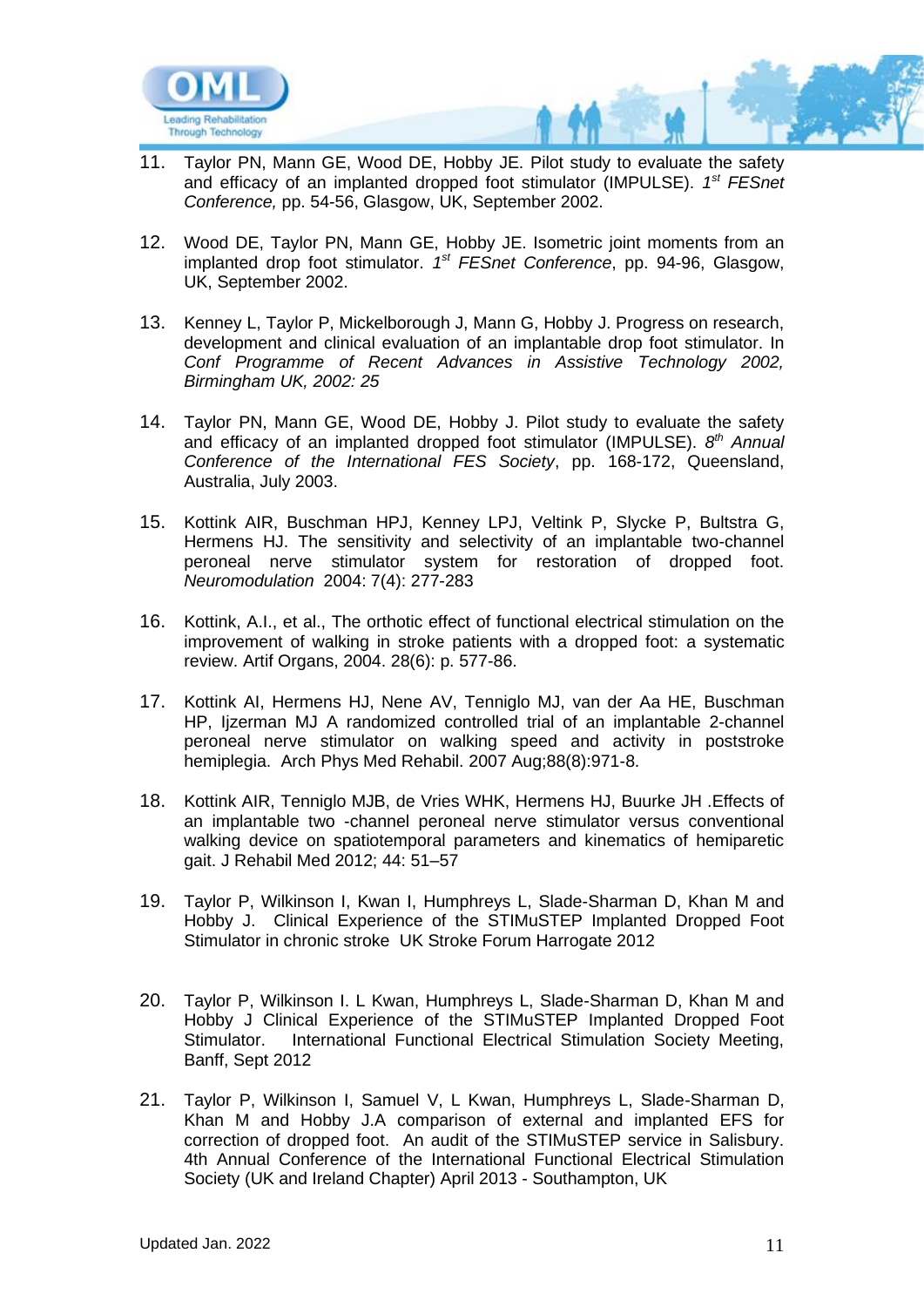11. Taylor PN, Mann GE, Wood DE, Hobby JE. Pilot study to evaluate the safety and efficacy of an implanted dropped foot stimulator (IMPULSE). *1st FESnet Conference,* pp. 54-56, Glasgow, UK, September 2002.

12. Wood DE, Taylor PN, Mann GE, Hobby JE. Isometric joint moments from an implanted drop foot stimulator. *1st FESnet Conference*, pp. 94-96, Glasgow, UK, September 2002.

13. Kenney L, Taylor P, Mickelborough J, Mann G, Hobby J. Progress on research, development and clinical evaluation of an implantable drop foot stimulator. In *Conf Programme of Recent Advances in Assistive Technology 2002, Birmingham UK, 2002: 25*

14. Taylor PN, Mann GE, Wood DE, Hobby J. Pilot study to evaluate the safety and efficacy of an implanted dropped foot stimulator (IMPULSE). *8th Annual Conference of the International FES Society*, pp. 168-172, Queensland, Australia, July 2003.

15. Kottink AIR, Buschman HPJ, Kenney LPJ, Veltink P, Slycke P, Bultstra G, Hermens HJ. The sensitivity and selectivity of an implantable two-channel peroneal nerve stimulator system for restoration of dropped foot. *Neuromodulation* 2004: 7(4): 277-283

16. Kottink, A.I., et al., The orthotic effect of functional electrical stimulation on the improvement of walking in stroke patients with a dropped foot: a systematic review. Artif Organs, 2004. 28(6): p. 577-86.

17. Kottink AI, Hermens HJ, Nene AV, Tenniglo MJ, van der Aa HE, Buschman HP, Ijzerman MJ A randomized controlled trial of an implantable 2-channel peroneal nerve stimulator on walking speed and activity in poststroke hemiplegia. Arch Phys Med Rehabil. 2007 Aug;88(8):971-8.

18. Kottink AIR, Tenniglo MJB, de Vries WHK, Hermens HJ, Buurke JH .Effects of an implantable two -channel peroneal nerve stimulator versus conventional walking device on spatiotemporal parameters and kinematics of hemiparetic gait. J Rehabil Med 2012; 44: 51–57

19. Taylor P, Wilkinson I, Kwan I, Humphreys L, Slade-Sharman D, Khan M and Hobby J. Clinical Experience of the STIMuSTEP Implanted Dropped Foot Stimulator in chronic stroke UK Stroke Forum Harrogate 2012

20. Taylor P, Wilkinson I. L Kwan, Humphreys L, Slade-Sharman D, Khan M and Hobby J Clinical Experience of the STIMuSTEP Implanted Dropped Foot Stimulator. International Functional Electrical Stimulation Society Meeting, Banff, Sept 2012

21. Taylor P, Wilkinson I, Samuel V, L Kwan, Humphreys L, Slade-Sharman D, Khan M and Hobby J.A comparison of external and implanted EFS for correction of dropped foot. An audit of the STIMuSTEP service in Salisbury. 4th Annual Conference of the International Functional Electrical Stimulation Society (UK and Ireland Chapter) April 2013 - Southampton, UK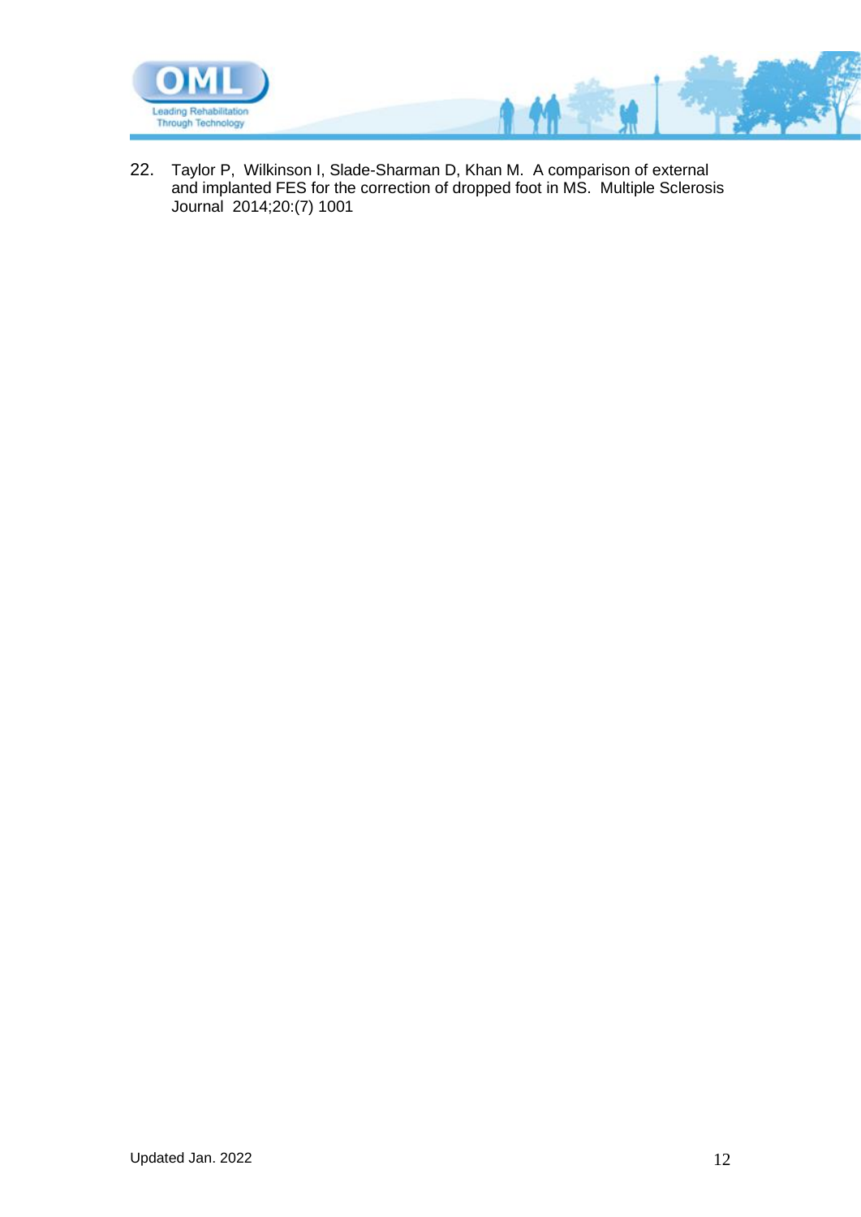22. Taylor P, Wilkinson I, Slade-Sharman D, Khan M. A comparison of external and implanted FES for the correction of dropped foot in MS. Multiple Sclerosis Journal 2014;20:(7) 1001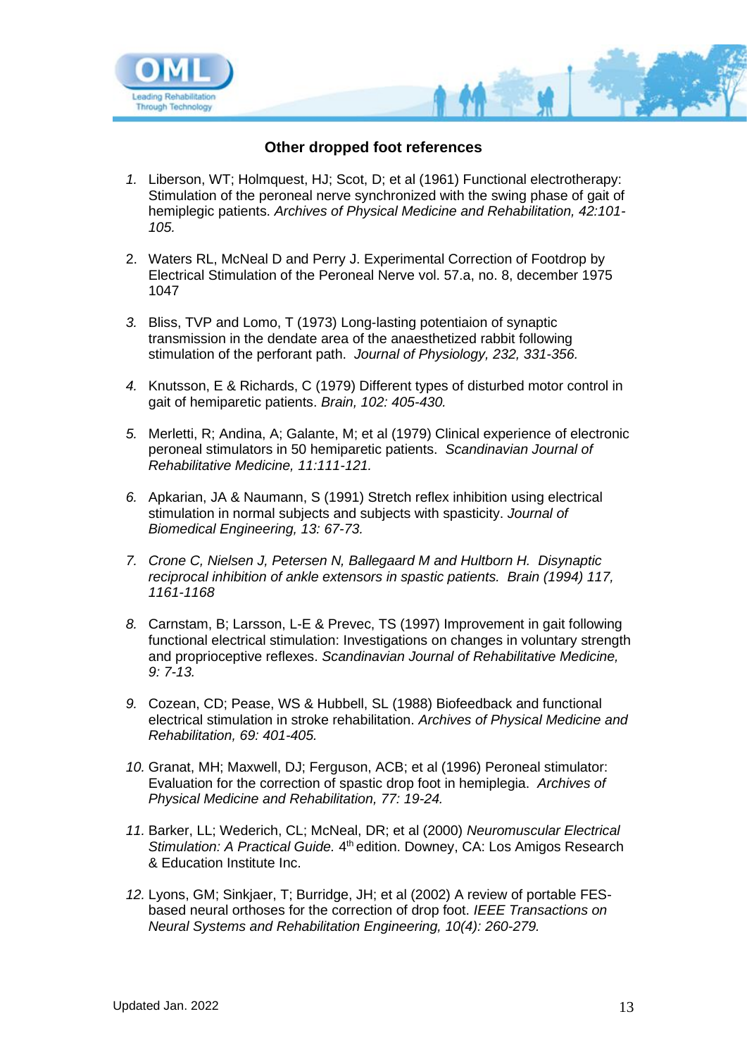### Other dropped foot references

1. Liberson, WT; Holmquest, HJ; Scot, D; et al (1961) Functional electrotherapy: Stimulation of the peroneal nerve synchronized with the swing phase of gait of hemiplegic patients. *Archives of Physical Medicine and Rehabilitation, 42:101-105.*

2. Waters RL, McNeal D and Perry J. Experimental Correction of Footdrop by Electrical Stimulation of the Peroneal Nerve vol. 57.a, no. 8, december 1975 1047

3. Bliss, TVP and Lomo, T (1973) Long-lasting potentiaion of synaptic transmission in the dendate area of the anaesthetized rabbit following stimulation of the perforant path. *Journal of Physiology, 232, 331-356.*

4. Knutsson, E & Richards, C (1979) Different types of disturbed motor control in gait of hemiparetic patients. *Brain, 102: 405-430.*

5. Merletti, R; Andina, A; Galante, M; et al (1979) Clinical experience of electronic peroneal stimulators in 50 hemiparetic patients. *Scandinavian Journal of Rehabilitative Medicine, 11:111-121.*

6. Apkarian, JA & Naumann, S (1991) Stretch reflex inhibition using electrical stimulation in normal subjects and subjects with spasticity. *Journal of Biomedical Engineering, 13: 67-73.*

7. *Crone C, Nielsen J, Petersen N, Ballegaard M and Hultborn H. Disynaptic reciprocal inhibition of ankle extensors in spastic patients. Brain (1994) 117, 1161-1168*

8. Carnstam, B; Larsson, L-E & Prevec, TS (1997) Improvement in gait following functional electrical stimulation: Investigations on changes in voluntary strength and proprioceptive reflexes. *Scandinavian Journal of Rehabilitative Medicine, 9: 7-13.*

9. Cozean, CD; Pease, WS & Hubbell, SL (1988) Biofeedback and functional electrical stimulation in stroke rehabilitation. *Archives of Physical Medicine and Rehabilitation, 69: 401-405.*

10. Granat, MH; Maxwell, DJ; Ferguson, ACB; et al (1996) Peroneal stimulator: Evaluation for the correction of spastic drop foot in hemiplegia. *Archives of Physical Medicine and Rehabilitation, 77: 19-24.*

11. Barker, LL; Wederich, CL; McNeal, DR; et al (2000) *Neuromuscular Electrical Stimulation: A Practical Guide.* 4th edition. Downey, CA: Los Amigos Research & Education Institute Inc.

12. Lyons, GM; Sinkjaer, T; Burridge, JH; et al (2002) A review of portable FES-based neural orthoses for the correction of drop foot. *IEEE Transactions on Neural Systems and Rehabilitation Engineering, 10(4): 260-279.*

Updated Jan. 2022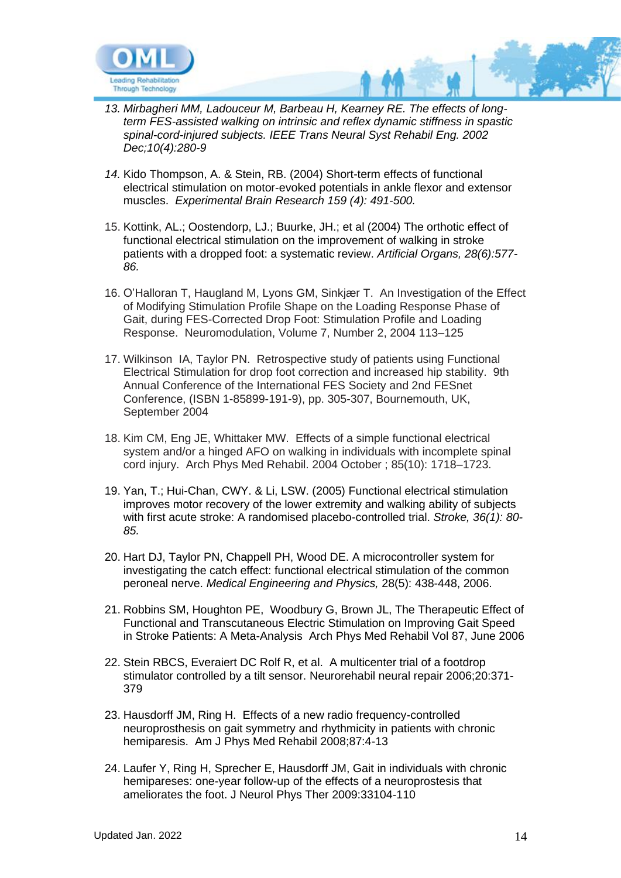13. *Mirbagheri MM, Ladouceur M, Barbeau H, Kearney RE. The effects of long-term FES-assisted walking on intrinsic and reflex dynamic stiffness in spastic spinal-cord-injured subjects. IEEE Trans Neural Syst Rehabil Eng. 2002 Dec;10(4):280-9*

14. Kido Thompson, A. & Stein, RB. (2004) Short-term effects of functional electrical stimulation on motor-evoked potentials in ankle flexor and extensor muscles. *Experimental Brain Research 159 (4): 491-500.*

15. Kottink, AL.; Oostendorp, LJ.; Buurke, JH.; et al (2004) The orthotic effect of functional electrical stimulation on the improvement of walking in stroke patients with a dropped foot: a systematic review. *Artificial Organs, 28(6):577-86.*

16. O'Halloran T, Haugland M, Lyons GM, Sinkjær T. An Investigation of the Effect of Modifying Stimulation Profile Shape on the Loading Response Phase of Gait, during FES-Corrected Drop Foot: Stimulation Profile and Loading Response. Neuromodulation, Volume 7, Number 2, 2004 113–125

17. Wilkinson IA, Taylor PN. Retrospective study of patients using Functional Electrical Stimulation for drop foot correction and increased hip stability. 9th Annual Conference of the International FES Society and 2nd FESnet Conference, (ISBN 1-85899-191-9), pp. 305-307, Bournemouth, UK, September 2004

18. Kim CM, Eng JE, Whittaker MW. Effects of a simple functional electrical system and/or a hinged AFO on walking in individuals with incomplete spinal cord injury. Arch Phys Med Rehabil. 2004 October ; 85(10): 1718–1723.

19. Yan, T.; Hui-Chan, CWY. & Li, LSW. (2005) Functional electrical stimulation improves motor recovery of the lower extremity and walking ability of subjects with first acute stroke: A randomised placebo-controlled trial. *Stroke, 36(1): 80-85.*

20. Hart DJ, Taylor PN, Chappell PH, Wood DE. A microcontroller system for investigating the catch effect: functional electrical stimulation of the common peroneal nerve. *Medical Engineering and Physics,* 28(5): 438-448, 2006.

21. Robbins SM, Houghton PE, Woodbury G, Brown JL, The Therapeutic Effect of Functional and Transcutaneous Electric Stimulation on Improving Gait Speed in Stroke Patients: A Meta-Analysis Arch Phys Med Rehabil Vol 87, June 2006

22. Stein RBCS, Everaiert DC Rolf R, et al. A multicenter trial of a footdrop stimulator controlled by a tilt sensor. Neurorehabil neural repair 2006;20:371-379

23. Hausdorff JM, Ring H. Effects of a new radio frequency-controlled neuroprosthesis on gait symmetry and rhythmicity in patients with chronic hemiparesis. Am J Phys Med Rehabil 2008;87:4-13

24. Laufer Y, Ring H, Sprecher E, Hausdorff JM, Gait in individuals with chronic hemipareses: one-year follow-up of the effects of a neuroprostesis that ameliorates the foot. J Neurol Phys Ther 2009:33104-110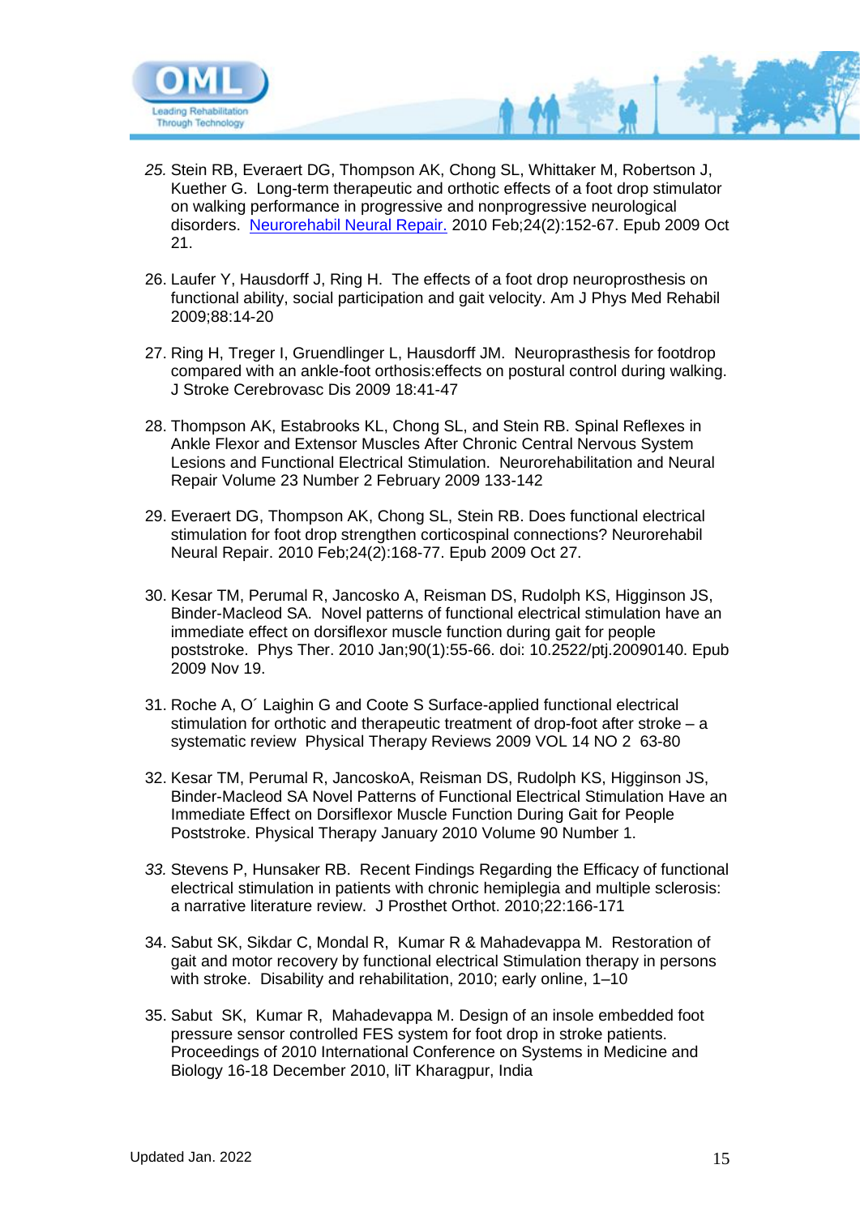25. Stein RB, Everaert DG, Thompson AK, Chong SL, Whittaker M, Robertson J, Kuether G. Long-term therapeutic and orthotic effects of a foot drop stimulator on walking performance in progressive and nonprogressive neurological disorders. Neurorehabil Neural Repair. 2010 Feb;24(2):152-67. Epub 2009 Oct 21.

26. Laufer Y, Hausdorff J, Ring H. The effects of a foot drop neuroprosthesis on functional ability, social participation and gait velocity. Am J Phys Med Rehabil 2009;88:14-20

27. Ring H, Treger I, Gruendlinger L, Hausdorff JM. Neuroprasthesis for footdrop compared with an ankle-foot orthosis:effects on postural control during walking. J Stroke Cerebrovasc Dis 2009 18:41-47

28. Thompson AK, Estabrooks KL, Chong SL, and Stein RB. Spinal Reflexes in Ankle Flexor and Extensor Muscles After Chronic Central Nervous System Lesions and Functional Electrical Stimulation. Neurorehabilitation and Neural Repair Volume 23 Number 2 February 2009 133-142

29. Everaert DG, Thompson AK, Chong SL, Stein RB. Does functional electrical stimulation for foot drop strengthen corticospinal connections? Neurorehabil Neural Repair. 2010 Feb;24(2):168-77. Epub 2009 Oct 27.

30. Kesar TM, Perumal R, Jancosko A, Reisman DS, Rudolph KS, Higginson JS, Binder-Macleod SA. Novel patterns of functional electrical stimulation have an immediate effect on dorsiflexor muscle function during gait for people poststroke. Phys Ther. 2010 Jan;90(1):55-66. doi: 10.2522/ptj.20090140. Epub 2009 Nov 19.

31. Roche A, O´ Laighin G and Coote S Surface-applied functional electrical stimulation for orthotic and therapeutic treatment of drop-foot after stroke – a systematic review Physical Therapy Reviews 2009 VOL 14 NO 2 63-80

32. Kesar TM, Perumal R, JancoskoA, Reisman DS, Rudolph KS, Higginson JS, Binder-Macleod SA Novel Patterns of Functional Electrical Stimulation Have an Immediate Effect on Dorsiflexor Muscle Function During Gait for People Poststroke. Physical Therapy January 2010 Volume 90 Number 1.

33. Stevens P, Hunsaker RB. Recent Findings Regarding the Efficacy of functional electrical stimulation in patients with chronic hemiplegia and multiple sclerosis: a narrative literature review. J Prosthet Orthot. 2010;22:166-171

34. Sabut SK, Sikdar C, Mondal R, Kumar R & Mahadevappa M. Restoration of gait and motor recovery by functional electrical Stimulation therapy in persons with stroke. Disability and rehabilitation, 2010; early online, 1–10

35. Sabut SK, Kumar R, Mahadevappa M. Design of an insole embedded foot pressure sensor controlled FES system for foot drop in stroke patients. Proceedings of 2010 International Conference on Systems in Medicine and Biology 16-18 December 2010, IiT Kharagpur, India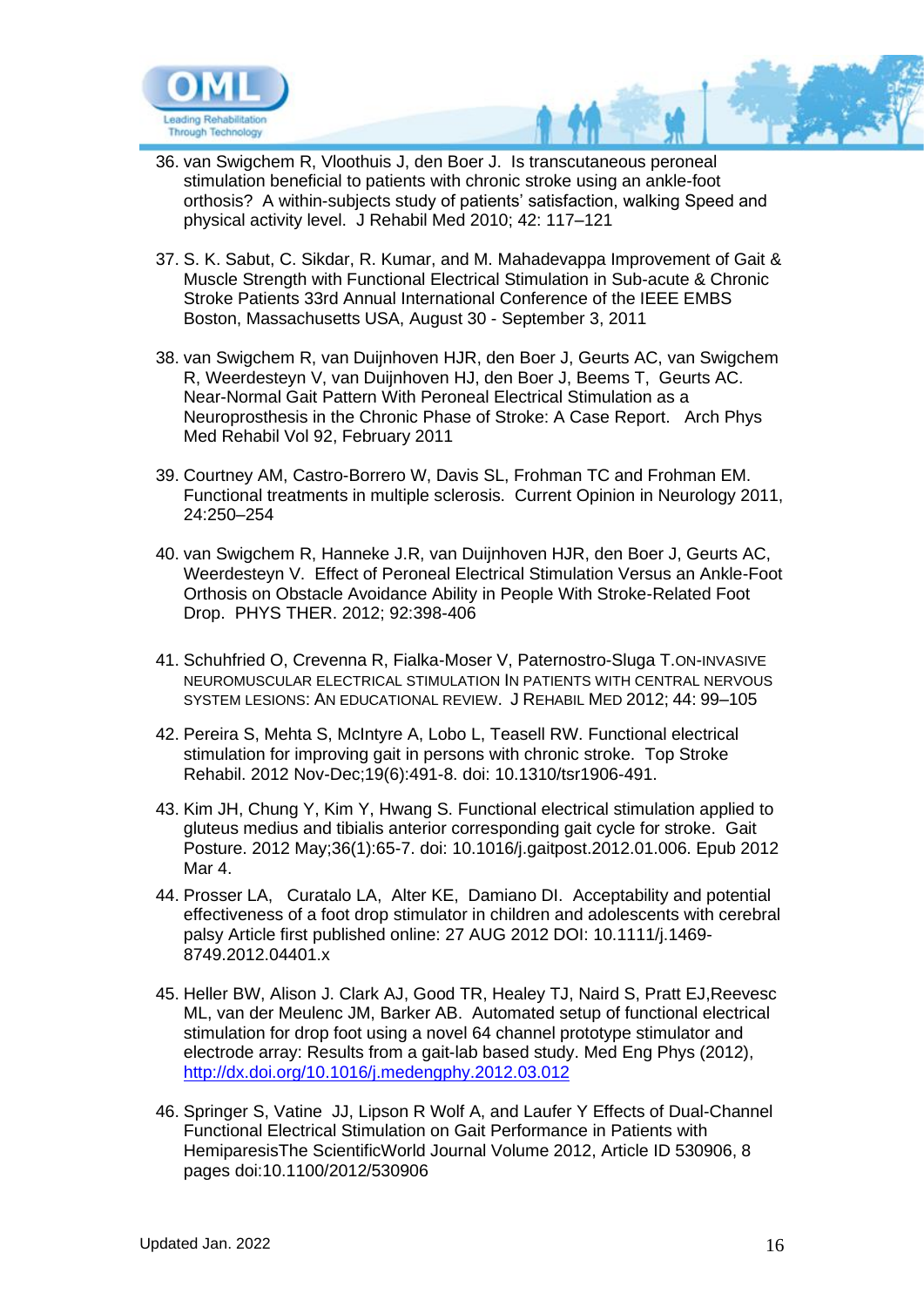36. van Swigchem R, Vloothuis J, den Boer J. Is transcutaneous peroneal stimulation beneficial to patients with chronic stroke using an ankle-foot orthosis? A within-subjects study of patients' satisfaction, walking Speed and physical activity level. J Rehabil Med 2010; 42: 117–121

37. S. K. Sabut, C. Sikdar, R. Kumar, and M. Mahadevappa Improvement of Gait & Muscle Strength with Functional Electrical Stimulation in Sub-acute & Chronic Stroke Patients 33rd Annual International Conference of the IEEE EMBS Boston, Massachusetts USA, August 30 - September 3, 2011

38. van Swigchem R, van Duijnhoven HJR, den Boer J, Geurts AC, van Swigchem R, Weerdesteyn V, van Duijnhoven HJ, den Boer J, Beems T, Geurts AC. Near-Normal Gait Pattern With Peroneal Electrical Stimulation as a Neuroprosthesis in the Chronic Phase of Stroke: A Case Report. Arch Phys Med Rehabil Vol 92, February 2011

39. Courtney AM, Castro-Borrero W, Davis SL, Frohman TC and Frohman EM. Functional treatments in multiple sclerosis. Current Opinion in Neurology 2011, 24:250–254

40. van Swigchem R, Hanneke J.R, van Duijnhoven HJR, den Boer J, Geurts AC, Weerdesteyn V. Effect of Peroneal Electrical Stimulation Versus an Ankle-Foot Orthosis on Obstacle Avoidance Ability in People With Stroke-Related Foot Drop. PHYS THER. 2012; 92:398-406

41. Schuhfried O, Crevenna R, Fialka-Moser V, Paternostro-Sluga T.ON-INVASIVE NEUROMUSCULAR ELECTRICAL STIMULATION IN PATIENTS WITH CENTRAL NERVOUS SYSTEM LESIONS: AN EDUCATIONAL REVIEW. J REHABIL MED 2012; 44: 99–105

42. Pereira S, Mehta S, McIntyre A, Lobo L, Teasell RW. Functional electrical stimulation for improving gait in persons with chronic stroke. Top Stroke Rehabil. 2012 Nov-Dec;19(6):491-8. doi: 10.1310/tsr1906-491.

43. Kim JH, Chung Y, Kim Y, Hwang S. Functional electrical stimulation applied to gluteus medius and tibialis anterior corresponding gait cycle for stroke. Gait Posture. 2012 May;36(1):65-7. doi: 10.1016/j.gaitpost.2012.01.006. Epub 2012 Mar 4.

44. Prosser LA, Curatalo LA, Alter KE, Damiano DI. Acceptability and potential effectiveness of a foot drop stimulator in children and adolescents with cerebral palsy Article first published online: 27 AUG 2012 DOI: 10.1111/j.1469-8749.2012.04401.x

45. Heller BW, Alison J. Clark AJ, Good TR, Healey TJ, Naird S, Pratt EJ,Reevesc ML, van der Meulenc JM, Barker AB. Automated setup of functional electrical stimulation for drop foot using a novel 64 channel prototype stimulator and electrode array: Results from a gait-lab based study. Med Eng Phys (2012), http://dx.doi.org/10.1016/j.medengphy.2012.03.012

46. Springer S, Vatine JJ, Lipson R Wolf A, and Laufer Y Effects of Dual-Channel Functional Electrical Stimulation on Gait Performance in Patients with HemiparesisThe ScientificWorld Journal Volume 2012, Article ID 530906, 8 pages doi:10.1100/2012/530906

Updated Jan. 2022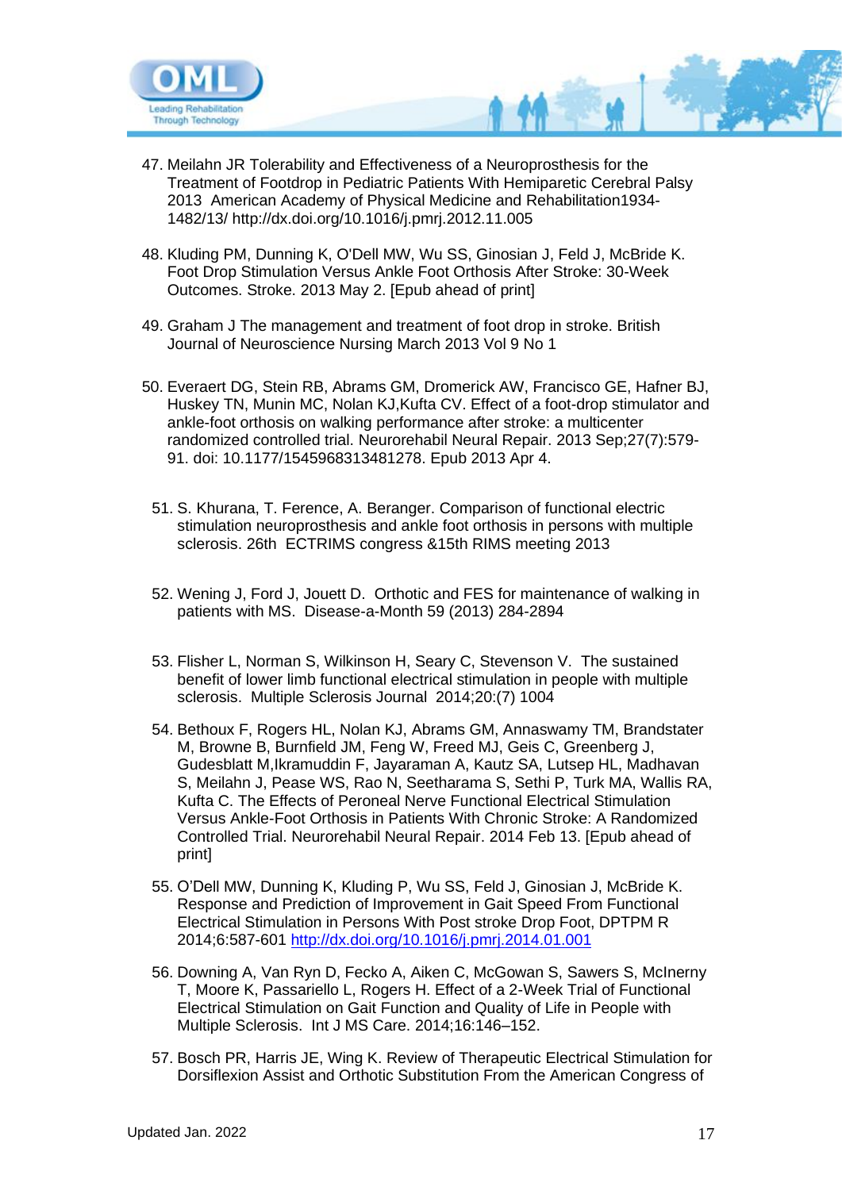47. Meilahn JR Tolerability and Effectiveness of a Neuroprosthesis for the Treatment of Footdrop in Pediatric Patients With Hemiparetic Cerebral Palsy 2013 American Academy of Physical Medicine and Rehabilitation1934-1482/13/ http://dx.doi.org/10.1016/j.pmrj.2012.11.005

48. Kluding PM, Dunning K, O'Dell MW, Wu SS, Ginosian J, Feld J, McBride K. Foot Drop Stimulation Versus Ankle Foot Orthosis After Stroke: 30-Week Outcomes. Stroke. 2013 May 2. [Epub ahead of print]

49. Graham J The management and treatment of foot drop in stroke. British Journal of Neuroscience Nursing March 2013 Vol 9 No 1

50. Everaert DG, Stein RB, Abrams GM, Dromerick AW, Francisco GE, Hafner BJ, Huskey TN, Munin MC, Nolan KJ,Kufta CV. Effect of a foot-drop stimulator and ankle-foot orthosis on walking performance after stroke: a multicenter randomized controlled trial. Neurorehabil Neural Repair. 2013 Sep;27(7):579-91. doi: 10.1177/1545968313481278. Epub 2013 Apr 4.

51. S. Khurana, T. Ference, A. Beranger. Comparison of functional electric stimulation neuroprosthesis and ankle foot orthosis in persons with multiple sclerosis. 26th ECTRIMS congress &15th RIMS meeting 2013

52. Wening J, Ford J, Jouett D. Orthotic and FES for maintenance of walking in patients with MS. Disease-a-Month 59 (2013) 284-2894

53. Flisher L, Norman S, Wilkinson H, Seary C, Stevenson V. The sustained benefit of lower limb functional electrical stimulation in people with multiple sclerosis. Multiple Sclerosis Journal 2014;20:(7) 1004

54. Bethoux F, Rogers HL, Nolan KJ, Abrams GM, Annaswamy TM, Brandstater M, Browne B, Burnfield JM, Feng W, Freed MJ, Geis C, Greenberg J, Gudesblatt M,Ikramuddin F, Jayaraman A, Kautz SA, Lutsep HL, Madhavan S, Meilahn J, Pease WS, Rao N, Seetharama S, Sethi P, Turk MA, Wallis RA, Kufta C. The Effects of Peroneal Nerve Functional Electrical Stimulation Versus Ankle-Foot Orthosis in Patients With Chronic Stroke: A Randomized Controlled Trial. Neurorehabil Neural Repair. 2014 Feb 13. [Epub ahead of print]

55. O'Dell MW, Dunning K, Kluding P, Wu SS, Feld J, Ginosian J, McBride K. Response and Prediction of Improvement in Gait Speed From Functional Electrical Stimulation in Persons With Post stroke Drop Foot, DPTPM R 2014;6:587-601 http://dx.doi.org/10.1016/j.pmrj.2014.01.001

56. Downing A, Van Ryn D, Fecko A, Aiken C, McGowan S, Sawers S, McInerny T, Moore K, Passariello L, Rogers H. Effect of a 2-Week Trial of Functional Electrical Stimulation on Gait Function and Quality of Life in People with Multiple Sclerosis. Int J MS Care. 2014;16:146–152.

57. Bosch PR, Harris JE, Wing K. Review of Therapeutic Electrical Stimulation for Dorsiflexion Assist and Orthotic Substitution From the American Congress of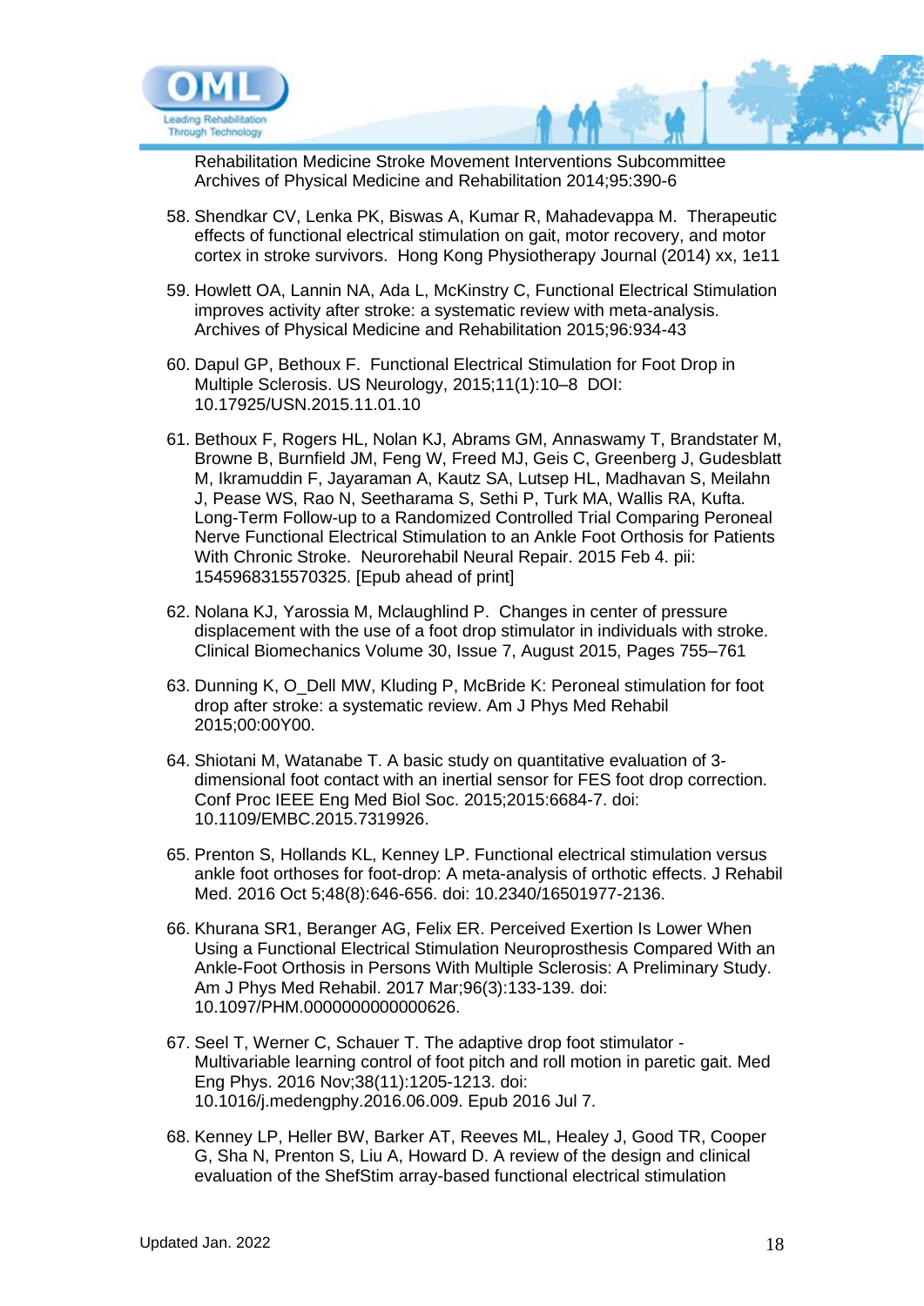Rehabilitation Medicine Stroke Movement Interventions Subcommittee Archives of Physical Medicine and Rehabilitation 2014;95:390-6

58. Shendkar CV, Lenka PK, Biswas A, Kumar R, Mahadevappa M. Therapeutic effects of functional electrical stimulation on gait, motor recovery, and motor cortex in stroke survivors. Hong Kong Physiotherapy Journal (2014) xx, 1e11

59. Howlett OA, Lannin NA, Ada L, McKinstry C, Functional Electrical Stimulation improves activity after stroke: a systematic review with meta-analysis. Archives of Physical Medicine and Rehabilitation 2015;96:934-43

60. Dapul GP, Bethoux F. Functional Electrical Stimulation for Foot Drop in Multiple Sclerosis. US Neurology, 2015;11(1):10–8 DOI: 10.17925/USN.2015.11.01.10

61. Bethoux F, Rogers HL, Nolan KJ, Abrams GM, Annaswamy T, Brandstater M, Browne B, Burnfield JM, Feng W, Freed MJ, Geis C, Greenberg J, Gudesblatt M, Ikramuddin F, Jayaraman A, Kautz SA, Lutsep HL, Madhavan S, Meilahn J, Pease WS, Rao N, Seetharama S, Sethi P, Turk MA, Wallis RA, Kufta. Long-Term Follow-up to a Randomized Controlled Trial Comparing Peroneal Nerve Functional Electrical Stimulation to an Ankle Foot Orthosis for Patients With Chronic Stroke. Neurorehabil Neural Repair. 2015 Feb 4. pii: 1545968315570325. [Epub ahead of print]

62. Nolana KJ, Yarossia M, Mclaughlind P. Changes in center of pressure displacement with the use of a foot drop stimulator in individuals with stroke. Clinical Biomechanics Volume 30, Issue 7, August 2015, Pages 755–761

63. Dunning K, O_Dell MW, Kluding P, McBride K: Peroneal stimulation for foot drop after stroke: a systematic review. Am J Phys Med Rehabil 2015;00:00Y00.

64. Shiotani M, Watanabe T. A basic study on quantitative evaluation of 3-dimensional foot contact with an inertial sensor for FES foot drop correction. Conf Proc IEEE Eng Med Biol Soc. 2015;2015:6684-7. doi: 10.1109/EMBC.2015.7319926.

65. Prenton S, Hollands KL, Kenney LP. Functional electrical stimulation versus ankle foot orthoses for foot-drop: A meta-analysis of orthotic effects. J Rehabil Med. 2016 Oct 5;48(8):646-656. doi: 10.2340/16501977-2136.

66. Khurana SR1, Beranger AG, Felix ER. Perceived Exertion Is Lower When Using a Functional Electrical Stimulation Neuroprosthesis Compared With an Ankle-Foot Orthosis in Persons With Multiple Sclerosis: A Preliminary Study. Am J Phys Med Rehabil. 2017 Mar;96(3):133-139. doi: 10.1097/PHM.0000000000000626.

67. Seel T, Werner C, Schauer T. The adaptive drop foot stimulator - Multivariable learning control of foot pitch and roll motion in paretic gait. Med Eng Phys. 2016 Nov;38(11):1205-1213. doi: 10.1016/j.medengphy.2016.06.009. Epub 2016 Jul 7.

68. Kenney LP, Heller BW, Barker AT, Reeves ML, Healey J, Good TR, Cooper G, Sha N, Prenton S, Liu A, Howard D. A review of the design and clinical evaluation of the ShefStim array-based functional electrical stimulation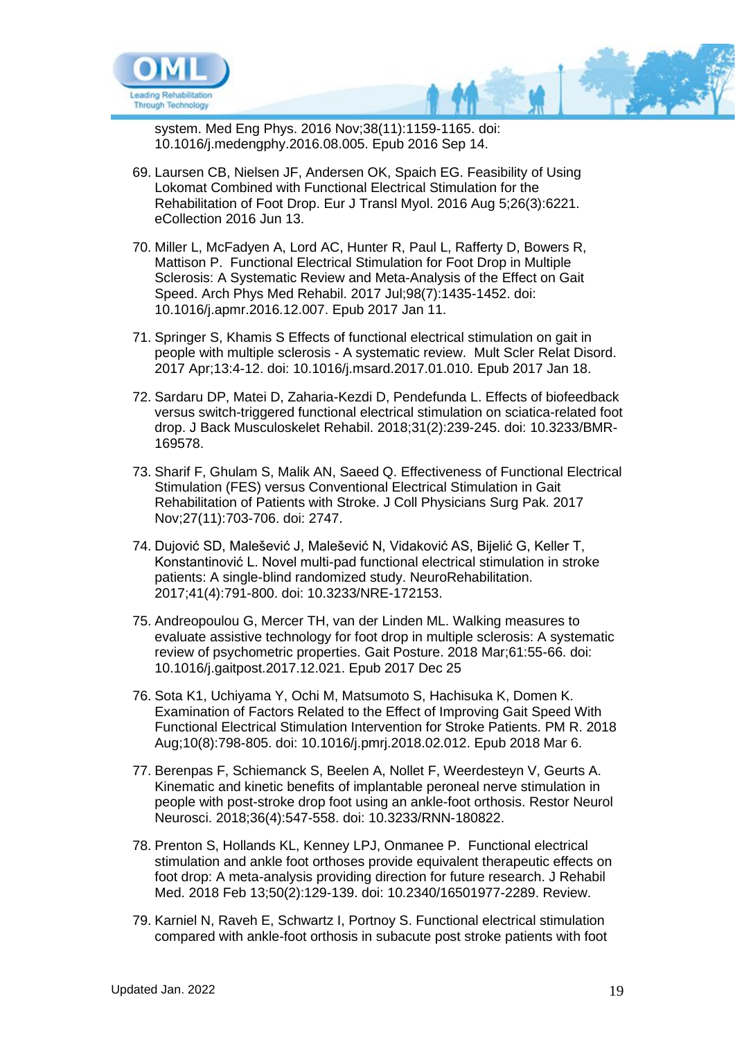system. Med Eng Phys. 2016 Nov;38(11):1159-1165. doi: 10.1016/j.medengphy.2016.08.005. Epub 2016 Sep 14.

69. Laursen CB, Nielsen JF, Andersen OK, Spaich EG. Feasibility of Using Lokomat Combined with Functional Electrical Stimulation for the Rehabilitation of Foot Drop. Eur J Transl Myol. 2016 Aug 5;26(3):6221. eCollection 2016 Jun 13.

70. Miller L, McFadyen A, Lord AC, Hunter R, Paul L, Rafferty D, Bowers R, Mattison P. Functional Electrical Stimulation for Foot Drop in Multiple Sclerosis: A Systematic Review and Meta-Analysis of the Effect on Gait Speed. Arch Phys Med Rehabil. 2017 Jul;98(7):1435-1452. doi: 10.1016/j.apmr.2016.12.007. Epub 2017 Jan 11.

71. Springer S, Khamis S Effects of functional electrical stimulation on gait in people with multiple sclerosis - A systematic review. Mult Scler Relat Disord. 2017 Apr;13:4-12. doi: 10.1016/j.msard.2017.01.010. Epub 2017 Jan 18.

72. Sardaru DP, Matei D, Zaharia-Kezdi D, Pendefunda L. Effects of biofeedback versus switch-triggered functional electrical stimulation on sciatica-related foot drop. J Back Musculoskelet Rehabil. 2018;31(2):239-245. doi: 10.3233/BMR-169578.

73. Sharif F, Ghulam S, Malik AN, Saeed Q. Effectiveness of Functional Electrical Stimulation (FES) versus Conventional Electrical Stimulation in Gait Rehabilitation of Patients with Stroke. J Coll Physicians Surg Pak. 2017 Nov;27(11):703-706. doi: 2747.

74. Dujović SD, Malešević J, Malešević N, Vidaković AS, Bijelić G, Keller T, Konstantinović L. Novel multi-pad functional electrical stimulation in stroke patients: A single-blind randomized study. NeuroRehabilitation. 2017;41(4):791-800. doi: 10.3233/NRE-172153.

75. Andreopoulou G, Mercer TH, van der Linden ML. Walking measures to evaluate assistive technology for foot drop in multiple sclerosis: A systematic review of psychometric properties. Gait Posture. 2018 Mar;61:55-66. doi: 10.1016/j.gaitpost.2017.12.021. Epub 2017 Dec 25

76. Sota K1, Uchiyama Y, Ochi M, Matsumoto S, Hachisuka K, Domen K. Examination of Factors Related to the Effect of Improving Gait Speed With Functional Electrical Stimulation Intervention for Stroke Patients. PM R. 2018 Aug;10(8):798-805. doi: 10.1016/j.pmrj.2018.02.012. Epub 2018 Mar 6.

77. Berenpas F, Schiemanck S, Beelen A, Nollet F, Weerdesteyn V, Geurts A. Kinematic and kinetic benefits of implantable peroneal nerve stimulation in people with post-stroke drop foot using an ankle-foot orthosis. Restor Neurol Neurosci. 2018;36(4):547-558. doi: 10.3233/RNN-180822.

78. Prenton S, Hollands KL, Kenney LPJ, Onmanee P. Functional electrical stimulation and ankle foot orthoses provide equivalent therapeutic effects on foot drop: A meta-analysis providing direction for future research. J Rehabil Med. 2018 Feb 13;50(2):129-139. doi: 10.2340/16501977-2289. Review.

79. Karniel N, Raveh E, Schwartz I, Portnoy S. Functional electrical stimulation compared with ankle-foot orthosis in subacute post stroke patients with foot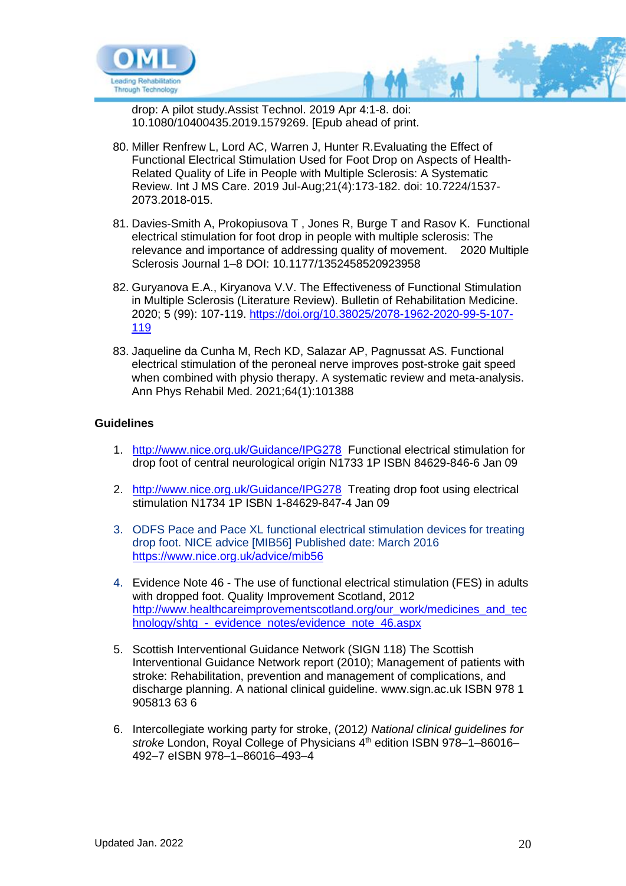drop: A pilot study.Assist Technol. 2019 Apr 4:1-8. doi: 10.1080/10400435.2019.1579269. [Epub ahead of print.

80. Miller Renfrew L, Lord AC, Warren J, Hunter R.Evaluating the Effect of Functional Electrical Stimulation Used for Foot Drop on Aspects of Health-Related Quality of Life in People with Multiple Sclerosis: A Systematic Review. Int J MS Care. 2019 Jul-Aug;21(4):173-182. doi: 10.7224/1537-2073.2018-015.

81. Davies-Smith A, Prokopiusova T , Jones R, Burge T and Rasov K. Functional electrical stimulation for foot drop in people with multiple sclerosis: The relevance and importance of addressing quality of movement. 2020 Multiple Sclerosis Journal 1–8 DOI: 10.1177/1352458520923958

82. Guryanova E.A., Kiryanova V.V. The Effectiveness of Functional Stimulation in Multiple Sclerosis (Literature Review). Bulletin of Rehabilitation Medicine. 2020; 5 (99): 107-119. https://doi.org/10.38025/2078-1962-2020-99-5-107-119

83. Jaqueline da Cunha M, Rech KD, Salazar AP, Pagnussat AS. Functional electrical stimulation of the peroneal nerve improves post-stroke gait speed when combined with physio therapy. A systematic review and meta-analysis. Ann Phys Rehabil Med. 2021;64(1):101388

**Guidelines**

1. http://www.nice.org.uk/Guidance/IPG278 Functional electrical stimulation for drop foot of central neurological origin N1733 1P ISBN 84629-846-6 Jan 09

2. http://www.nice.org.uk/Guidance/IPG278 Treating drop foot using electrical stimulation N1734 1P ISBN 1-84629-847-4 Jan 09

3. ODFS Pace and Pace XL functional electrical stimulation devices for treating drop foot. NICE advice [MIB56] Published date: March 2016 https://www.nice.org.uk/advice/mib56

4. Evidence Note 46 - The use of functional electrical stimulation (FES) in adults with dropped foot. Quality Improvement Scotland, 2012 http://www.healthcareimprovementscotland.org/our_work/medicines_and_technology/shtg_-_evidence_notes/evidence_note_46.aspx

5. Scottish Interventional Guidance Network (SIGN 118) The Scottish Interventional Guidance Network report (2010); Management of patients with stroke: Rehabilitation, prevention and management of complications, and discharge planning. A national clinical guideline. www.sign.ac.uk ISBN 978 1 905813 63 6

6. Intercollegiate working party for stroke, (2012*) National clinical guidelines for stroke* London, Royal College of Physicians 4th edition ISBN 978–1–86016–492–7 eISBN 978–1–86016–493–4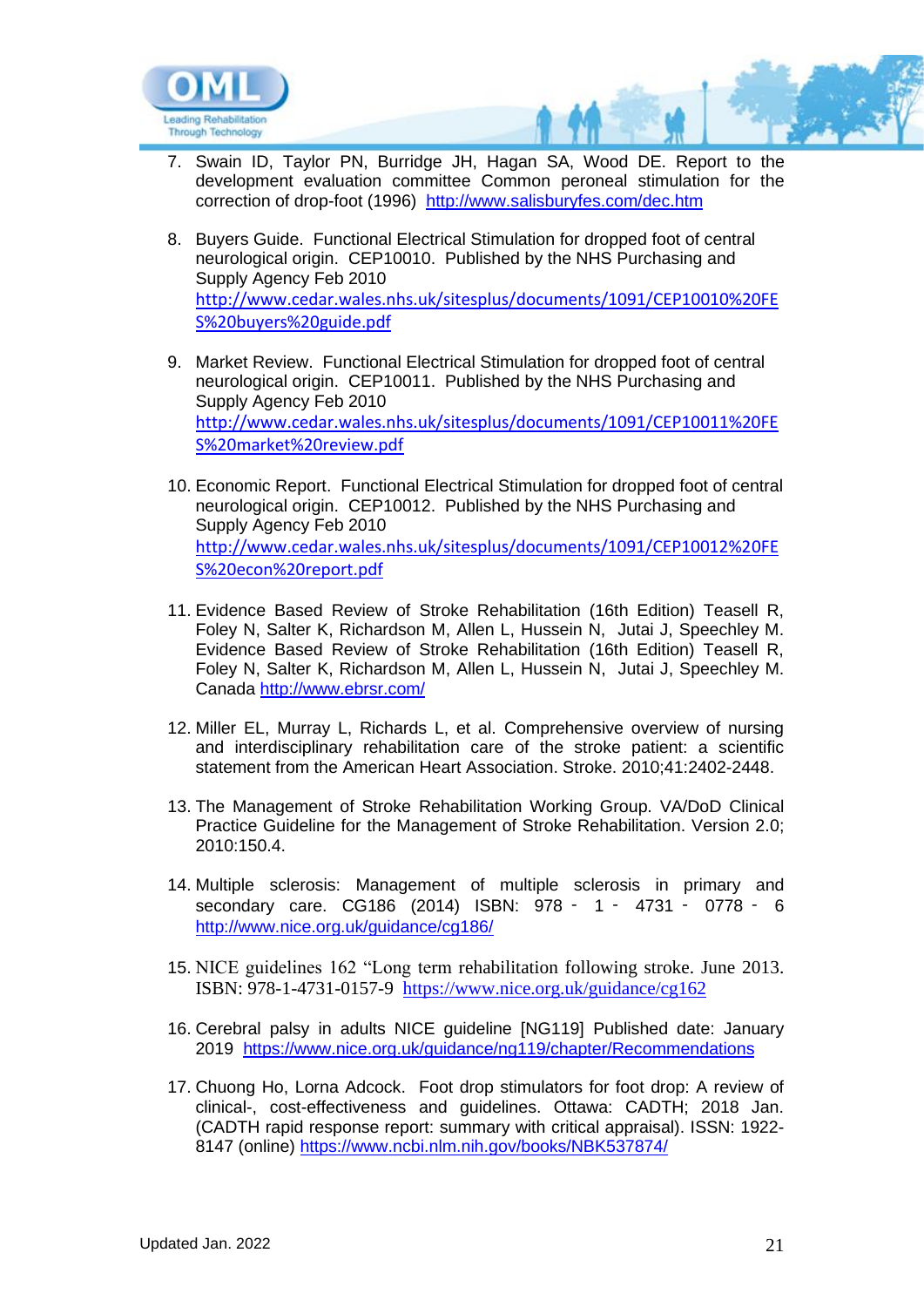7. Swain ID, Taylor PN, Burridge JH, Hagan SA, Wood DE. Report to the development evaluation committee Common peroneal stimulation for the correction of drop-foot (1996) http://www.salisburyfes.com/dec.htm

8. Buyers Guide. Functional Electrical Stimulation for dropped foot of central neurological origin. CEP10010. Published by the NHS Purchasing and Supply Agency Feb 2010 http://www.cedar.wales.nhs.uk/sitesplus/documents/1091/CEP10010%20FES%20buyers%20guide.pdf

9. Market Review. Functional Electrical Stimulation for dropped foot of central neurological origin. CEP10011. Published by the NHS Purchasing and Supply Agency Feb 2010 http://www.cedar.wales.nhs.uk/sitesplus/documents/1091/CEP10011%20FES%20market%20review.pdf

10. Economic Report. Functional Electrical Stimulation for dropped foot of central neurological origin. CEP10012. Published by the NHS Purchasing and Supply Agency Feb 2010 http://www.cedar.wales.nhs.uk/sitesplus/documents/1091/CEP10012%20FES%20econ%20report.pdf

11. Evidence Based Review of Stroke Rehabilitation (16th Edition) Teasell R, Foley N, Salter K, Richardson M, Allen L, Hussein N, Jutai J, Speechley M. Evidence Based Review of Stroke Rehabilitation (16th Edition) Teasell R, Foley N, Salter K, Richardson M, Allen L, Hussein N, Jutai J, Speechley M. Canada http://www.ebrsr.com/

12. Miller EL, Murray L, Richards L, et al. Comprehensive overview of nursing and interdisciplinary rehabilitation care of the stroke patient: a scientific statement from the American Heart Association. Stroke. 2010;41:2402-2448.

13. The Management of Stroke Rehabilitation Working Group. VA/DoD Clinical Practice Guideline for the Management of Stroke Rehabilitation. Version 2.0; 2010:150.4.

14. Multiple sclerosis: Management of multiple sclerosis in primary and secondary care. CG186 (2014) ISBN: 978 - 1 - 4731 - 0778 - 6 http://www.nice.org.uk/guidance/cg186/

15. NICE guidelines 162 “Long term rehabilitation following stroke. June 2013. ISBN: 978-1-4731-0157-9 https://www.nice.org.uk/guidance/cg162

16. Cerebral palsy in adults NICE guideline [NG119] Published date: January 2019 https://www.nice.org.uk/guidance/ng119/chapter/Recommendations

17. Chuong Ho, Lorna Adcock. Foot drop stimulators for foot drop: A review of clinical-, cost-effectiveness and guidelines. Ottawa: CADTH; 2018 Jan. (CADTH rapid response report: summary with critical appraisal). ISSN: 1922-8147 (online) https://www.ncbi.nlm.nih.gov/books/NBK537874/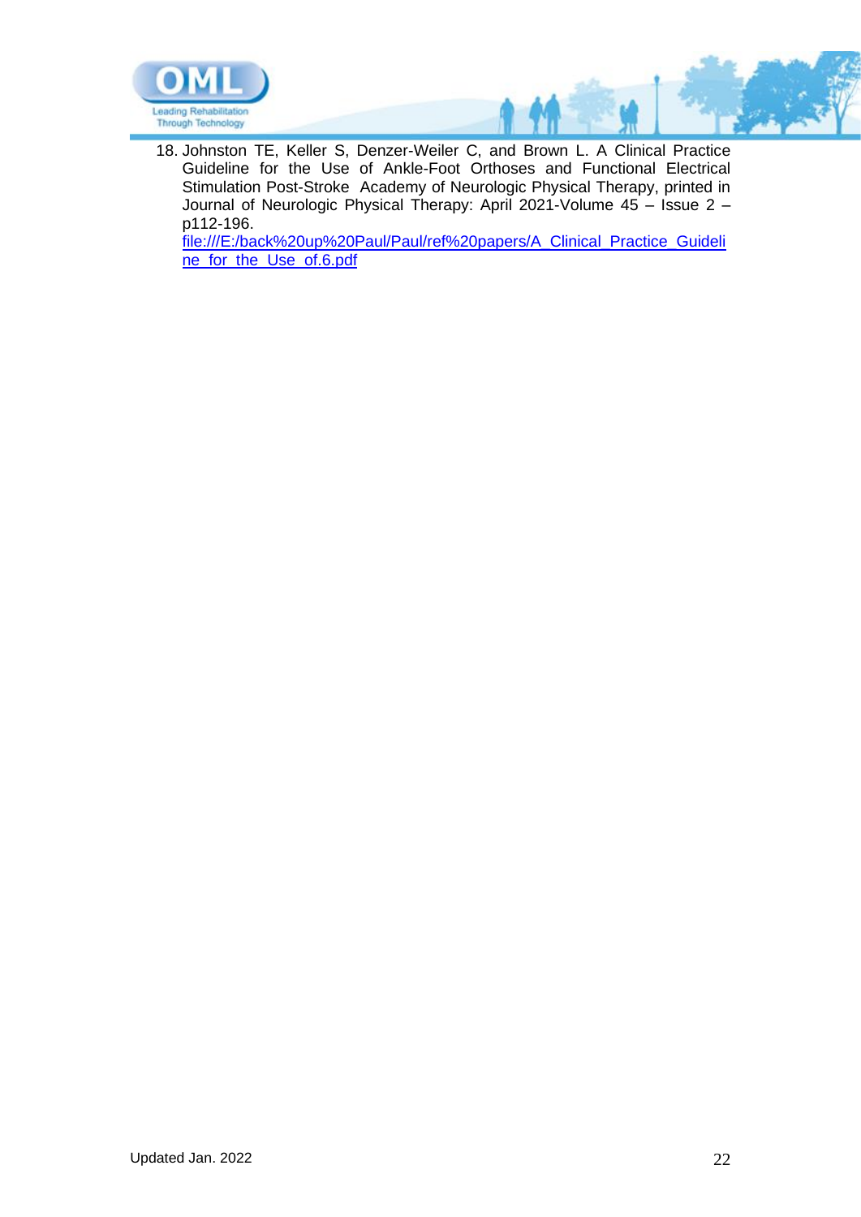18. Johnston TE, Keller S, Denzer-Weiler C, and Brown L. A Clinical Practice Guideline for the Use of Ankle-Foot Orthoses and Functional Electrical Stimulation Post-Stroke  Academy of Neurologic Physical Therapy, printed in Journal of Neurologic Physical Therapy: April 2021-Volume 45 – Issue 2 – p112-196.
    file:///E:/back%20up%20Paul/Paul/ref%20papers/A_Clinical_Practice_Guideline_for_the_Use_of.6.pdf